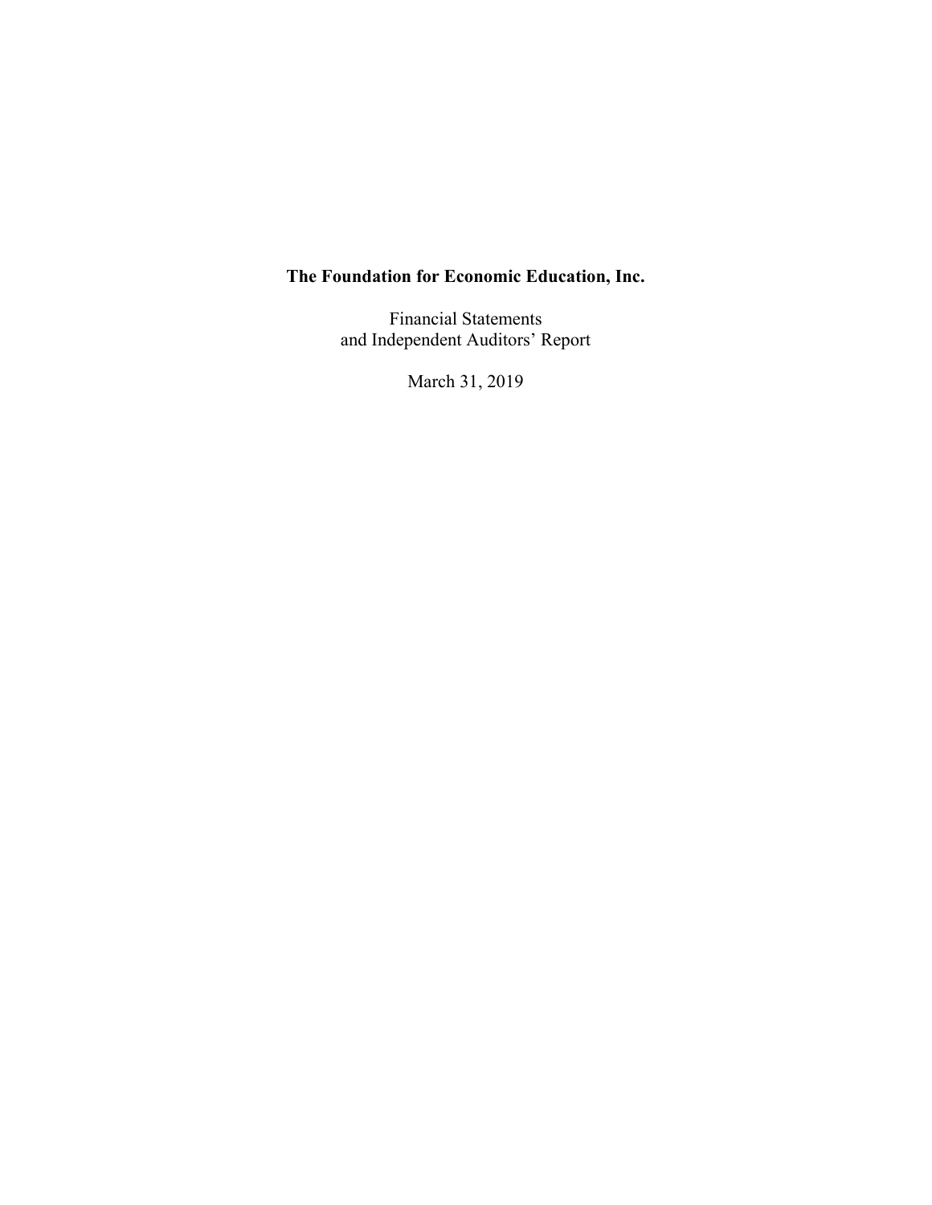# The Foundation for Economic Education, Inc.

Financial Statements
and Independent Auditors' Report

March 31, 2019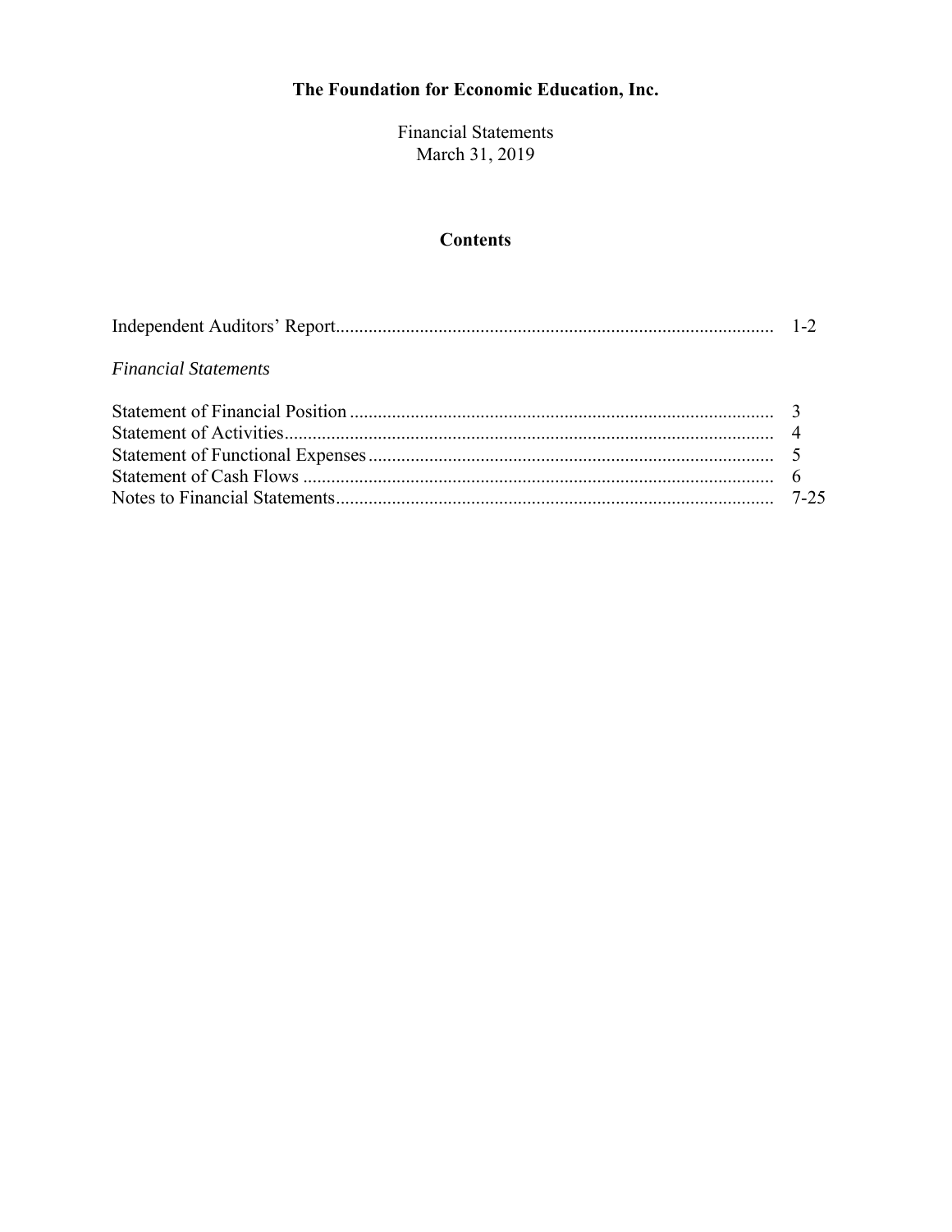# The Foundation for Economic Education, Inc.

Financial Statements
March 31, 2019

## Contents

| | |
|---|---|
| Independent Auditors' Report | 1-2 |
| *Financial Statements* | |
| Statement of Financial Position | 3 |
| Statement of Activities | 4 |
| Statement of Functional Expenses | 5 |
| Statement of Cash Flows | 6 |
| Notes to Financial Statements | 7-25 |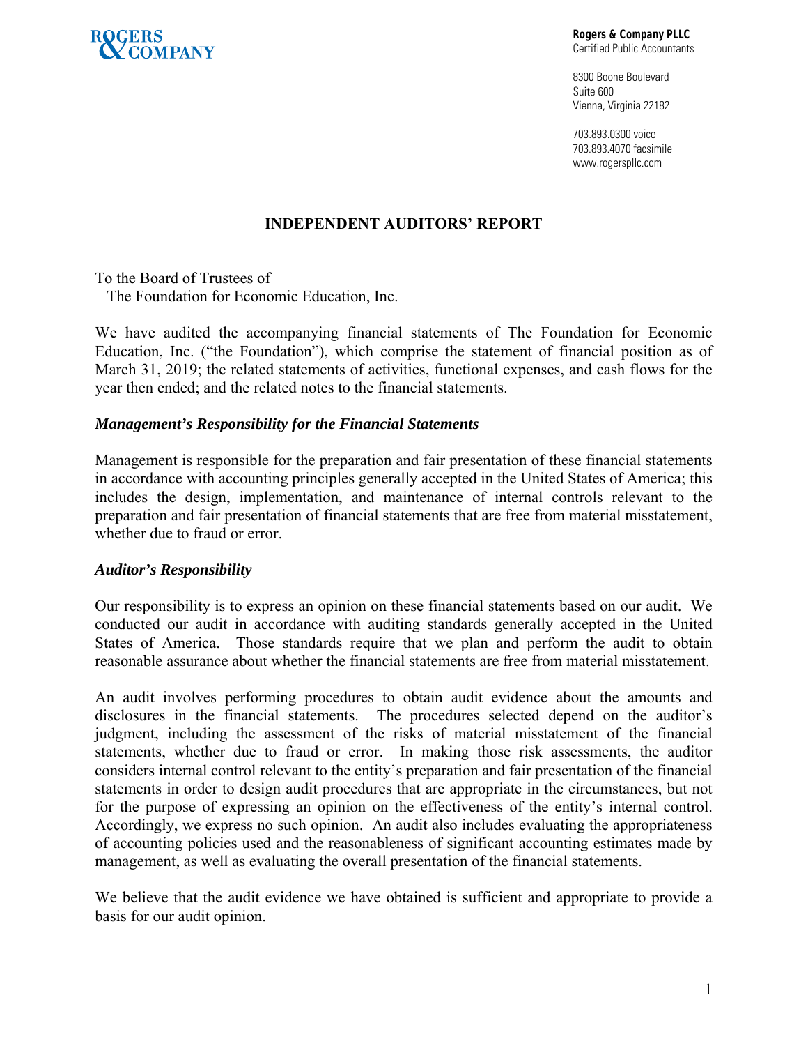ROGERS & COMPANY

**Rogers & Company PLLC**
Certified Public Accountants

8300 Boone Boulevard
Suite 600
Vienna, Virginia 22182

703.893.0300 voice
703.893.4070 facsimile
www.rogerspllc.com

## INDEPENDENT AUDITORS' REPORT

To the Board of Trustees of
The Foundation for Economic Education, Inc.

We have audited the accompanying financial statements of The Foundation for Economic Education, Inc. ("the Foundation"), which comprise the statement of financial position as of March 31, 2019; the related statements of activities, functional expenses, and cash flows for the year then ended; and the related notes to the financial statements.

### *Management's Responsibility for the Financial Statements*

Management is responsible for the preparation and fair presentation of these financial statements in accordance with accounting principles generally accepted in the United States of America; this includes the design, implementation, and maintenance of internal controls relevant to the preparation and fair presentation of financial statements that are free from material misstatement, whether due to fraud or error.

### *Auditor's Responsibility*

Our responsibility is to express an opinion on these financial statements based on our audit. We conducted our audit in accordance with auditing standards generally accepted in the United States of America. Those standards require that we plan and perform the audit to obtain reasonable assurance about whether the financial statements are free from material misstatement.

An audit involves performing procedures to obtain audit evidence about the amounts and disclosures in the financial statements. The procedures selected depend on the auditor's judgment, including the assessment of the risks of material misstatement of the financial statements, whether due to fraud or error. In making those risk assessments, the auditor considers internal control relevant to the entity's preparation and fair presentation of the financial statements in order to design audit procedures that are appropriate in the circumstances, but not for the purpose of expressing an opinion on the effectiveness of the entity's internal control. Accordingly, we express no such opinion. An audit also includes evaluating the appropriateness of accounting policies used and the reasonableness of significant accounting estimates made by management, as well as evaluating the overall presentation of the financial statements.

We believe that the audit evidence we have obtained is sufficient and appropriate to provide a basis for our audit opinion.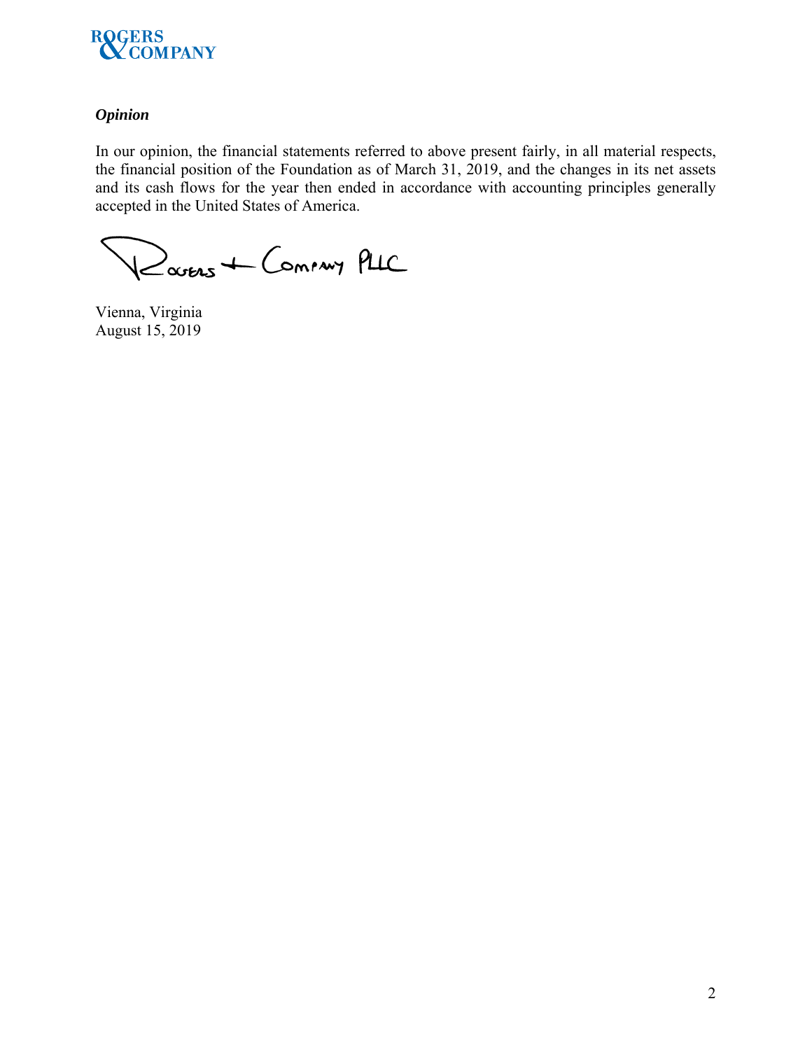### *Opinion*

In our opinion, the financial statements referred to above present fairly, in all material respects, the financial position of the Foundation as of March 31, 2019, and the changes in its net assets and its cash flows for the year then ended in accordance with accounting principles generally accepted in the United States of America.

Rogers + Company PLLC

Vienna, Virginia
August 15, 2019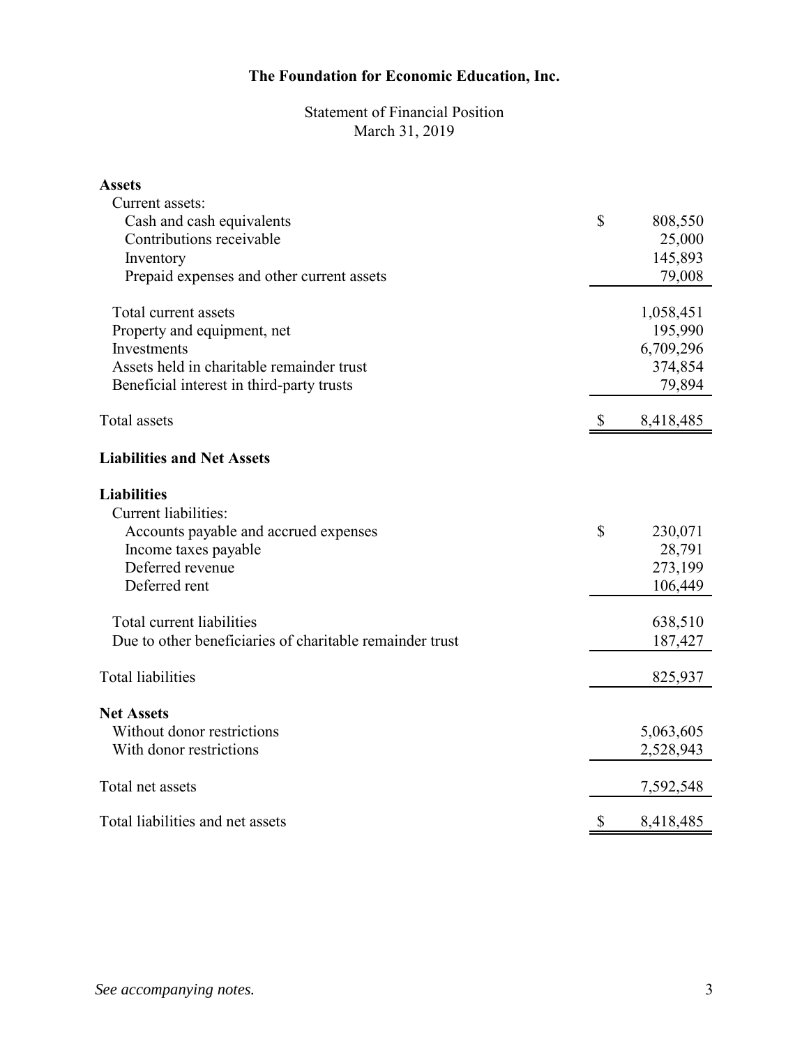# The Foundation for Economic Education, Inc.

## Statement of Financial Position
March 31, 2019

| | |
|---|---|
| **Assets** | |
| Current assets: | |
| Cash and cash equivalents | $ 808,550 |
| Contributions receivable | 25,000 |
| Inventory | 145,893 |
| Prepaid expenses and other current assets | 79,008 |
| Total current assets | 1,058,451 |
| Property and equipment, net | 195,990 |
| Investments | 6,709,296 |
| Assets held in charitable remainder trust | 374,854 |
| Beneficial interest in third-party trusts | 79,894 |
| Total assets | $ 8,418,485 |
| **Liabilities and Net Assets** | |
| **Liabilities** | |
| Current liabilities: | |
| Accounts payable and accrued expenses | $ 230,071 |
| Income taxes payable | 28,791 |
| Deferred revenue | 273,199 |
| Deferred rent | 106,449 |
| Total current liabilities | 638,510 |
| Due to other beneficiaries of charitable remainder trust | 187,427 |
| Total liabilities | 825,937 |
| **Net Assets** | |
| Without donor restrictions | 5,063,605 |
| With donor restrictions | 2,528,943 |
| Total net assets | 7,592,548 |
| Total liabilities and net assets | $ 8,418,485 |

*See accompanying notes.*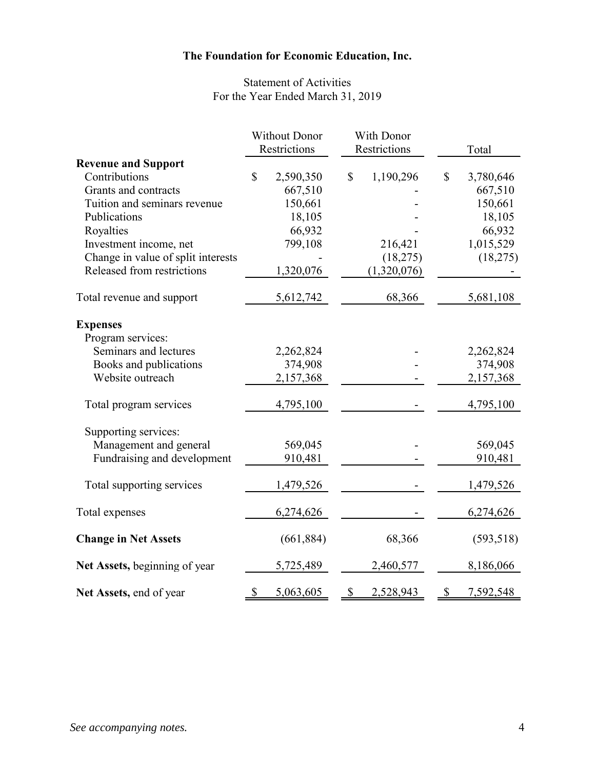# The Foundation for Economic Education, Inc.

Statement of Activities
For the Year Ended March 31, 2019

| | Without Donor Restrictions | With Donor Restrictions | Total |
|---|---|---|---|
| **Revenue and Support** | | | |
| Contributions | $ 2,590,350 | $ 1,190,296 | $ 3,780,646 |
| Grants and contracts | 667,510 | - | 667,510 |
| Tuition and seminars revenue | 150,661 | - | 150,661 |
| Publications | 18,105 | - | 18,105 |
| Royalties | 66,932 | - | 66,932 |
| Investment income, net | 799,108 | 216,421 | 1,015,529 |
| Change in value of split interests | - | (18,275) | (18,275) |
| Released from restrictions | 1,320,076 | (1,320,076) | - |
| Total revenue and support | 5,612,742 | 68,366 | 5,681,108 |
| **Expenses** | | | |
| Program services: | | | |
| Seminars and lectures | 2,262,824 | - | 2,262,824 |
| Books and publications | 374,908 | - | 374,908 |
| Website outreach | 2,157,368 | - | 2,157,368 |
| Total program services | 4,795,100 | - | 4,795,100 |
| Supporting services: | | | |
| Management and general | 569,045 | - | 569,045 |
| Fundraising and development | 910,481 | - | 910,481 |
| Total supporting services | 1,479,526 | - | 1,479,526 |
| Total expenses | 6,274,626 | - | 6,274,626 |
| **Change in Net Assets** | (661,884) | 68,366 | (593,518) |
| **Net Assets,** beginning of year | 5,725,489 | 2,460,577 | 8,186,066 |
| **Net Assets,** end of year | $ 5,063,605 | $ 2,528,943 | $ 7,592,548 |

*See accompanying notes.*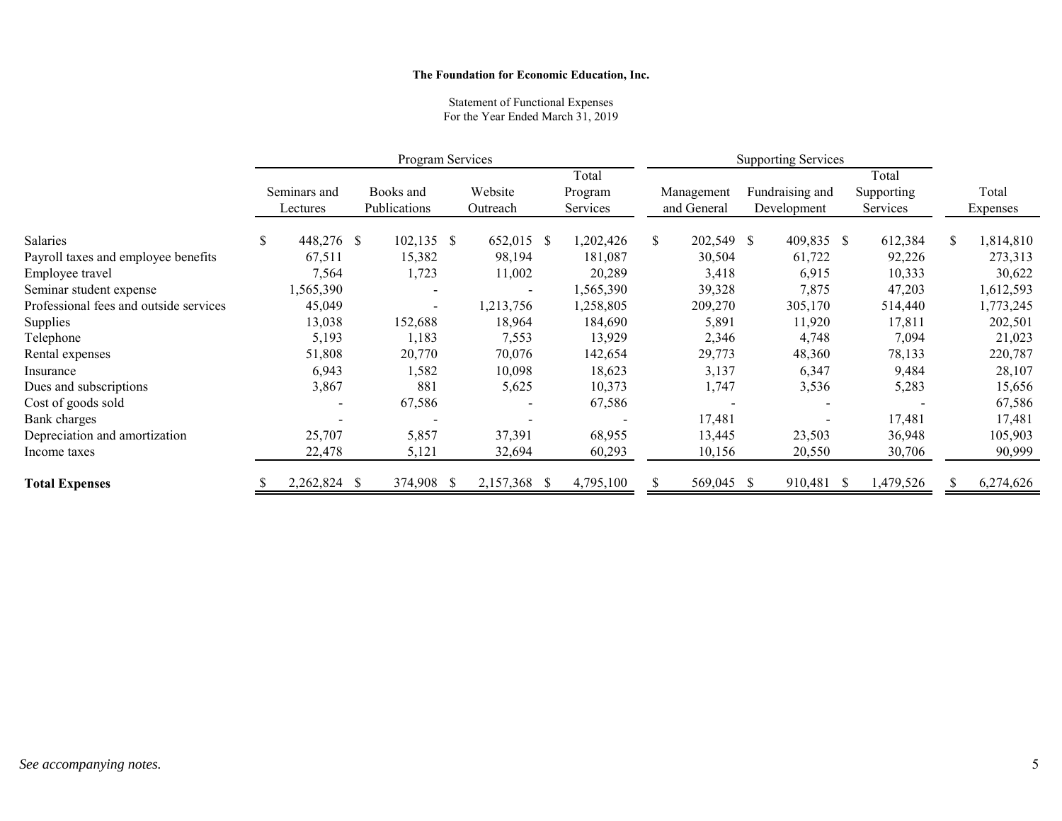**The Foundation for Economic Education, Inc.**

Statement of Functional Expenses
For the Year Ended March 31, 2019

| | Program Services | | | | Supporting Services | | | |
|---|---|---|---|---|---|---|---|---|
| | Seminars and Lectures | Books and Publications | Website Outreach | Total Program Services | Management and General | Fundraising and Development | Total Supporting Services | Total Expenses |
| Salaries | $ 448,276 | $ 102,135 | $ 652,015 | $ 1,202,426 | $ 202,549 | $ 409,835 | $ 612,384 | $ 1,814,810 |
| Payroll taxes and employee benefits | 67,511 | 15,382 | 98,194 | 181,087 | 30,504 | 61,722 | 92,226 | 273,313 |
| Employee travel | 7,564 | 1,723 | 11,002 | 20,289 | 3,418 | 6,915 | 10,333 | 30,622 |
| Seminar student expense | 1,565,390 | - | - | 1,565,390 | 39,328 | 7,875 | 47,203 | 1,612,593 |
| Professional fees and outside services | 45,049 | - | 1,213,756 | 1,258,805 | 209,270 | 305,170 | 514,440 | 1,773,245 |
| Supplies | 13,038 | 152,688 | 18,964 | 184,690 | 5,891 | 11,920 | 17,811 | 202,501 |
| Telephone | 5,193 | 1,183 | 7,553 | 13,929 | 2,346 | 4,748 | 7,094 | 21,023 |
| Rental expenses | 51,808 | 20,770 | 70,076 | 142,654 | 29,773 | 48,360 | 78,133 | 220,787 |
| Insurance | 6,943 | 1,582 | 10,098 | 18,623 | 3,137 | 6,347 | 9,484 | 28,107 |
| Dues and subscriptions | 3,867 | 881 | 5,625 | 10,373 | 1,747 | 3,536 | 5,283 | 15,656 |
| Cost of goods sold | - | 67,586 | - | 67,586 | - | - | - | 67,586 |
| Bank charges | - | - | - | - | 17,481 | - | 17,481 | 17,481 |
| Depreciation and amortization | 25,707 | 5,857 | 37,391 | 68,955 | 13,445 | 23,503 | 36,948 | 105,903 |
| Income taxes | 22,478 | 5,121 | 32,694 | 60,293 | 10,156 | 20,550 | 30,706 | 90,999 |
| **Total Expenses** | $ 2,262,824 | $ 374,908 | $ 2,157,368 | $ 4,795,100 | $ 569,045 | $ 910,481 | $ 1,479,526 | $ 6,274,626 |

*See accompanying notes.*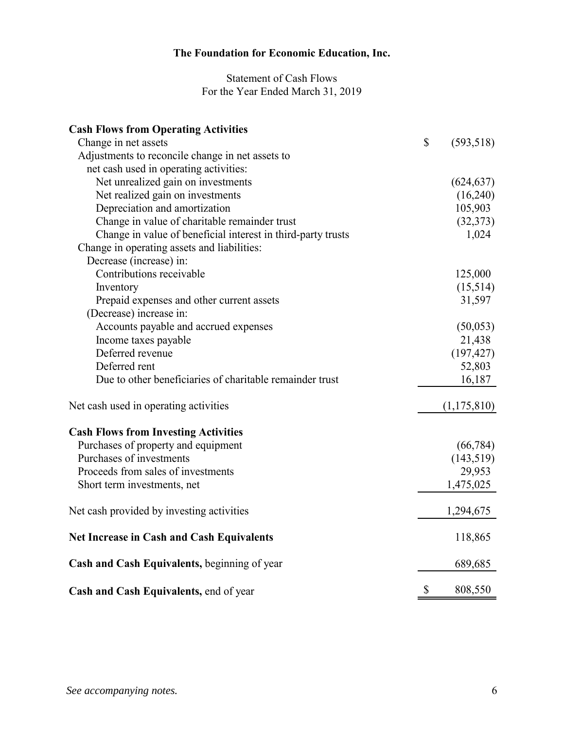# The Foundation for Economic Education, Inc.

Statement of Cash Flows
For the Year Ended March 31, 2019

| | |
|---|---|
| **Cash Flows from Operating Activities** | |
| Change in net assets | $ (593,518) |
| Adjustments to reconcile change in net assets to net cash used in operating activities: | |
| Net unrealized gain on investments | (624,637) |
| Net realized gain on investments | (16,240) |
| Depreciation and amortization | 105,903 |
| Change in value of charitable remainder trust | (32,373) |
| Change in value of beneficial interest in third-party trusts | 1,024 |
| Change in operating assets and liabilities: | |
| Decrease (increase) in: | |
| Contributions receivable | 125,000 |
| Inventory | (15,514) |
| Prepaid expenses and other current assets | 31,597 |
| (Decrease) increase in: | |
| Accounts payable and accrued expenses | (50,053) |
| Income taxes payable | 21,438 |
| Deferred revenue | (197,427) |
| Deferred rent | 52,803 |
| Due to other beneficiaries of charitable remainder trust | 16,187 |
| Net cash used in operating activities | (1,175,810) |
| **Cash Flows from Investing Activities** | |
| Purchases of property and equipment | (66,784) |
| Purchases of investments | (143,519) |
| Proceeds from sales of investments | 29,953 |
| Short term investments, net | 1,475,025 |
| Net cash provided by investing activities | 1,294,675 |
| **Net Increase in Cash and Cash Equivalents** | 118,865 |
| **Cash and Cash Equivalents,** beginning of year | 689,685 |
| **Cash and Cash Equivalents,** end of year | $ 808,550 |

*See accompanying notes.*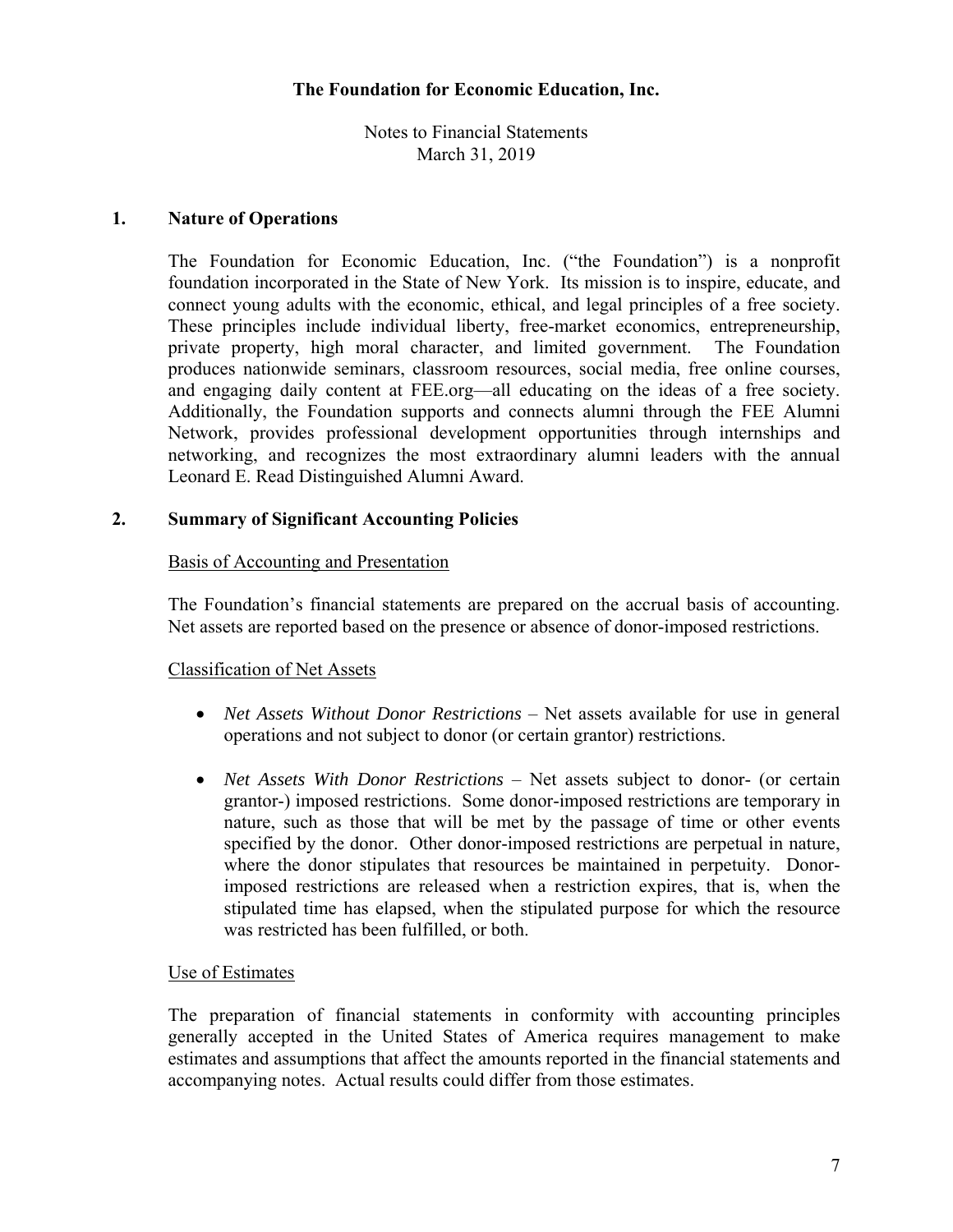# The Foundation for Economic Education, Inc.

Notes to Financial Statements
March 31, 2019

## 1. Nature of Operations

The Foundation for Economic Education, Inc. ("the Foundation") is a nonprofit foundation incorporated in the State of New York. Its mission is to inspire, educate, and connect young adults with the economic, ethical, and legal principles of a free society. These principles include individual liberty, free-market economics, entrepreneurship, private property, high moral character, and limited government. The Foundation produces nationwide seminars, classroom resources, social media, free online courses, and engaging daily content at FEE.org—all educating on the ideas of a free society. Additionally, the Foundation supports and connects alumni through the FEE Alumni Network, provides professional development opportunities through internships and networking, and recognizes the most extraordinary alumni leaders with the annual Leonard E. Read Distinguished Alumni Award.

## 2. Summary of Significant Accounting Policies

### Basis of Accounting and Presentation

The Foundation's financial statements are prepared on the accrual basis of accounting. Net assets are reported based on the presence or absence of donor-imposed restrictions.

### Classification of Net Assets

- *Net Assets Without Donor Restrictions* – Net assets available for use in general operations and not subject to donor (or certain grantor) restrictions.

- *Net Assets With Donor Restrictions* – Net assets subject to donor- (or certain grantor-) imposed restrictions. Some donor-imposed restrictions are temporary in nature, such as those that will be met by the passage of time or other events specified by the donor. Other donor-imposed restrictions are perpetual in nature, where the donor stipulates that resources be maintained in perpetuity. Donor-imposed restrictions are released when a restriction expires, that is, when the stipulated time has elapsed, when the stipulated purpose for which the resource was restricted has been fulfilled, or both.

### Use of Estimates

The preparation of financial statements in conformity with accounting principles generally accepted in the United States of America requires management to make estimates and assumptions that affect the amounts reported in the financial statements and accompanying notes. Actual results could differ from those estimates.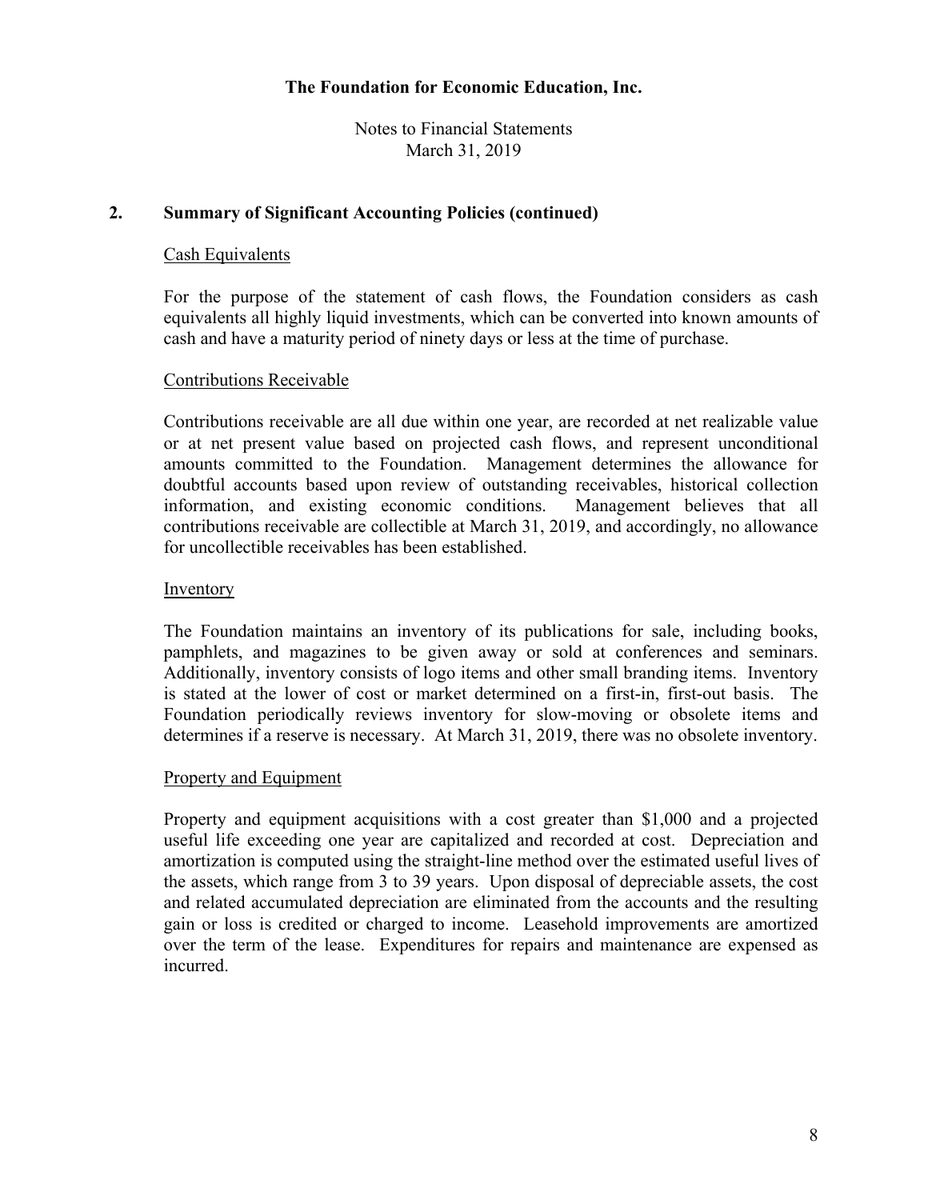# The Foundation for Economic Education, Inc.

Notes to Financial Statements
March 31, 2019

## 2. Summary of Significant Accounting Policies (continued)

### Cash Equivalents

For the purpose of the statement of cash flows, the Foundation considers as cash equivalents all highly liquid investments, which can be converted into known amounts of cash and have a maturity period of ninety days or less at the time of purchase.

### Contributions Receivable

Contributions receivable are all due within one year, are recorded at net realizable value or at net present value based on projected cash flows, and represent unconditional amounts committed to the Foundation. Management determines the allowance for doubtful accounts based upon review of outstanding receivables, historical collection information, and existing economic conditions. Management believes that all contributions receivable are collectible at March 31, 2019, and accordingly, no allowance for uncollectible receivables has been established.

### Inventory

The Foundation maintains an inventory of its publications for sale, including books, pamphlets, and magazines to be given away or sold at conferences and seminars. Additionally, inventory consists of logo items and other small branding items. Inventory is stated at the lower of cost or market determined on a first-in, first-out basis. The Foundation periodically reviews inventory for slow-moving or obsolete items and determines if a reserve is necessary. At March 31, 2019, there was no obsolete inventory.

### Property and Equipment

Property and equipment acquisitions with a cost greater than $1,000 and a projected useful life exceeding one year are capitalized and recorded at cost. Depreciation and amortization is computed using the straight-line method over the estimated useful lives of the assets, which range from 3 to 39 years. Upon disposal of depreciable assets, the cost and related accumulated depreciation are eliminated from the accounts and the resulting gain or loss is credited or charged to income. Leasehold improvements are amortized over the term of the lease. Expenditures for repairs and maintenance are expensed as incurred.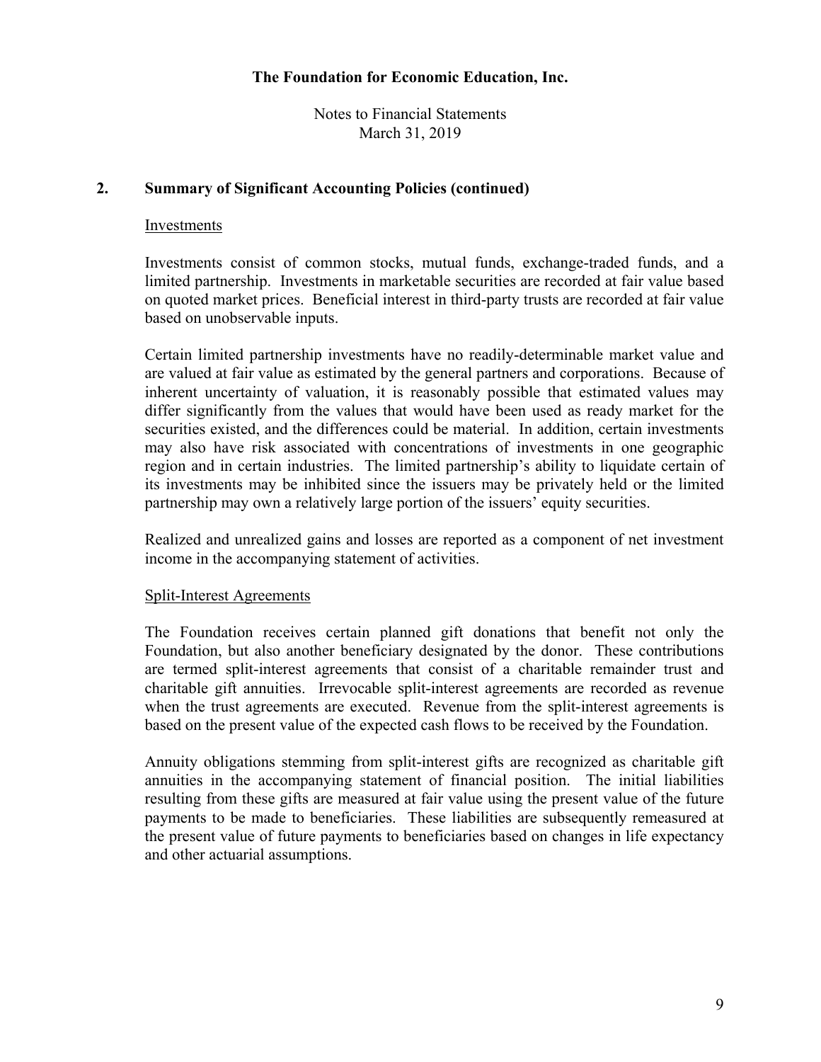**The Foundation for Economic Education, Inc.**

Notes to Financial Statements
March 31, 2019

## 2. Summary of Significant Accounting Policies (continued)

Investments

Investments consist of common stocks, mutual funds, exchange-traded funds, and a limited partnership. Investments in marketable securities are recorded at fair value based on quoted market prices. Beneficial interest in third-party trusts are recorded at fair value based on unobservable inputs.

Certain limited partnership investments have no readily-determinable market value and are valued at fair value as estimated by the general partners and corporations. Because of inherent uncertainty of valuation, it is reasonably possible that estimated values may differ significantly from the values that would have been used as ready market for the securities existed, and the differences could be material. In addition, certain investments may also have risk associated with concentrations of investments in one geographic region and in certain industries. The limited partnership's ability to liquidate certain of its investments may be inhibited since the issuers may be privately held or the limited partnership may own a relatively large portion of the issuers' equity securities.

Realized and unrealized gains and losses are reported as a component of net investment income in the accompanying statement of activities.

Split-Interest Agreements

The Foundation receives certain planned gift donations that benefit not only the Foundation, but also another beneficiary designated by the donor. These contributions are termed split-interest agreements that consist of a charitable remainder trust and charitable gift annuities. Irrevocable split-interest agreements are recorded as revenue when the trust agreements are executed. Revenue from the split-interest agreements is based on the present value of the expected cash flows to be received by the Foundation.

Annuity obligations stemming from split-interest gifts are recognized as charitable gift annuities in the accompanying statement of financial position. The initial liabilities resulting from these gifts are measured at fair value using the present value of the future payments to be made to beneficiaries. These liabilities are subsequently remeasured at the present value of future payments to beneficiaries based on changes in life expectancy and other actuarial assumptions.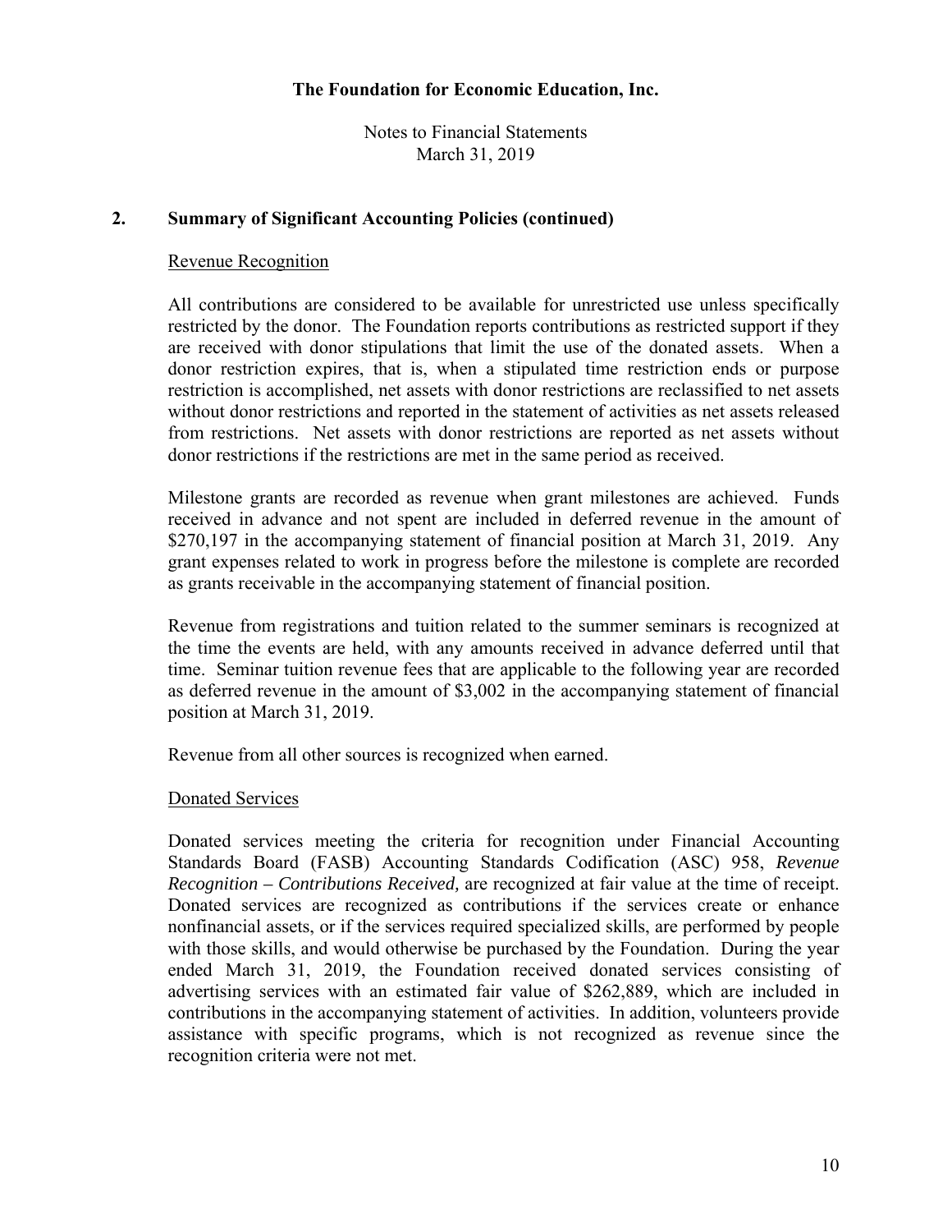# The Foundation for Economic Education, Inc.

Notes to Financial Statements
March 31, 2019

## 2. Summary of Significant Accounting Policies (continued)

### Revenue Recognition

All contributions are considered to be available for unrestricted use unless specifically restricted by the donor. The Foundation reports contributions as restricted support if they are received with donor stipulations that limit the use of the donated assets. When a donor restriction expires, that is, when a stipulated time restriction ends or purpose restriction is accomplished, net assets with donor restrictions are reclassified to net assets without donor restrictions and reported in the statement of activities as net assets released from restrictions. Net assets with donor restrictions are reported as net assets without donor restrictions if the restrictions are met in the same period as received.

Milestone grants are recorded as revenue when grant milestones are achieved. Funds received in advance and not spent are included in deferred revenue in the amount of $270,197 in the accompanying statement of financial position at March 31, 2019. Any grant expenses related to work in progress before the milestone is complete are recorded as grants receivable in the accompanying statement of financial position.

Revenue from registrations and tuition related to the summer seminars is recognized at the time the events are held, with any amounts received in advance deferred until that time. Seminar tuition revenue fees that are applicable to the following year are recorded as deferred revenue in the amount of $3,002 in the accompanying statement of financial position at March 31, 2019.

Revenue from all other sources is recognized when earned.

### Donated Services

Donated services meeting the criteria for recognition under Financial Accounting Standards Board (FASB) Accounting Standards Codification (ASC) 958, *Revenue Recognition – Contributions Received,* are recognized at fair value at the time of receipt. Donated services are recognized as contributions if the services create or enhance nonfinancial assets, or if the services required specialized skills, are performed by people with those skills, and would otherwise be purchased by the Foundation. During the year ended March 31, 2019, the Foundation received donated services consisting of advertising services with an estimated fair value of $262,889, which are included in contributions in the accompanying statement of activities. In addition, volunteers provide assistance with specific programs, which is not recognized as revenue since the recognition criteria were not met.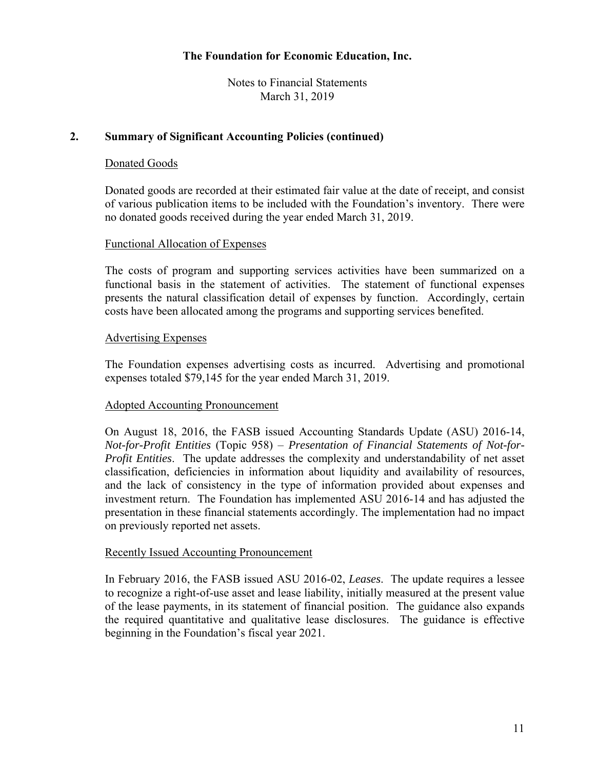# The Foundation for Economic Education, Inc.

Notes to Financial Statements
March 31, 2019

## 2. Summary of Significant Accounting Policies (continued)

Donated Goods

Donated goods are recorded at their estimated fair value at the date of receipt, and consist of various publication items to be included with the Foundation's inventory. There were no donated goods received during the year ended March 31, 2019.

Functional Allocation of Expenses

The costs of program and supporting services activities have been summarized on a functional basis in the statement of activities. The statement of functional expenses presents the natural classification detail of expenses by function. Accordingly, certain costs have been allocated among the programs and supporting services benefited.

Advertising Expenses

The Foundation expenses advertising costs as incurred. Advertising and promotional expenses totaled $79,145 for the year ended March 31, 2019.

Adopted Accounting Pronouncement

On August 18, 2016, the FASB issued Accounting Standards Update (ASU) 2016-14, *Not-for-Profit Entities* (Topic 958) – *Presentation of Financial Statements of Not-for-Profit Entities*. The update addresses the complexity and understandability of net asset classification, deficiencies in information about liquidity and availability of resources, and the lack of consistency in the type of information provided about expenses and investment return. The Foundation has implemented ASU 2016-14 and has adjusted the presentation in these financial statements accordingly. The implementation had no impact on previously reported net assets.

Recently Issued Accounting Pronouncement

In February 2016, the FASB issued ASU 2016-02, *Leases*. The update requires a lessee to recognize a right-of-use asset and lease liability, initially measured at the present value of the lease payments, in its statement of financial position. The guidance also expands the required quantitative and qualitative lease disclosures. The guidance is effective beginning in the Foundation's fiscal year 2021.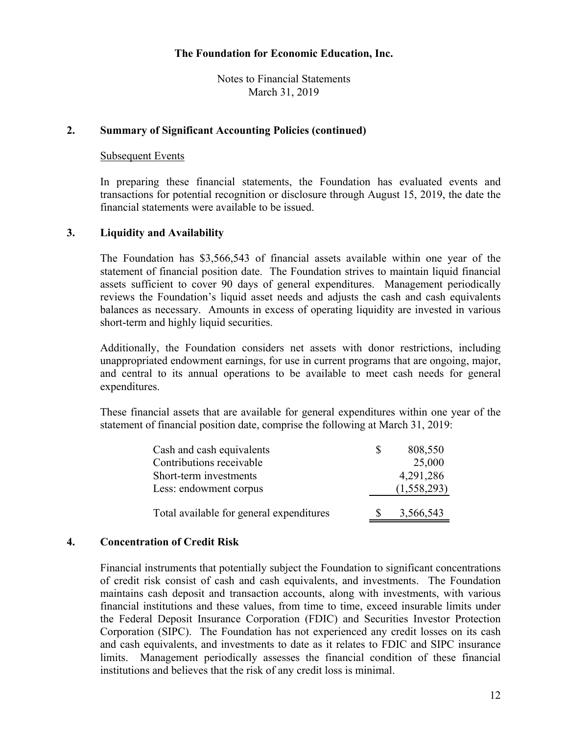The Foundation for Economic Education, Inc.

Notes to Financial Statements
March 31, 2019

## 2. Summary of Significant Accounting Policies (continued)

Subsequent Events

In preparing these financial statements, the Foundation has evaluated events and transactions for potential recognition or disclosure through August 15, 2019, the date the financial statements were available to be issued.

## 3. Liquidity and Availability

The Foundation has $3,566,543 of financial assets available within one year of the statement of financial position date. The Foundation strives to maintain liquid financial assets sufficient to cover 90 days of general expenditures. Management periodically reviews the Foundation's liquid asset needs and adjusts the cash and cash equivalents balances as necessary. Amounts in excess of operating liquidity are invested in various short-term and highly liquid securities.

Additionally, the Foundation considers net assets with donor restrictions, including unappropriated endowment earnings, for use in current programs that are ongoing, major, and central to its annual operations to be available to meet cash needs for general expenditures.

These financial assets that are available for general expenditures within one year of the statement of financial position date, comprise the following at March 31, 2019:

| | |
|---|---|
| Cash and cash equivalents | $ 808,550 |
| Contributions receivable | 25,000 |
| Short-term investments | 4,291,286 |
| Less: endowment corpus | (1,558,293) |
| Total available for general expenditures | $ 3,566,543 |

## 4. Concentration of Credit Risk

Financial instruments that potentially subject the Foundation to significant concentrations of credit risk consist of cash and cash equivalents, and investments. The Foundation maintains cash deposit and transaction accounts, along with investments, with various financial institutions and these values, from time to time, exceed insurable limits under the Federal Deposit Insurance Corporation (FDIC) and Securities Investor Protection Corporation (SIPC). The Foundation has not experienced any credit losses on its cash and cash equivalents, and investments to date as it relates to FDIC and SIPC insurance limits. Management periodically assesses the financial condition of these financial institutions and believes that the risk of any credit loss is minimal.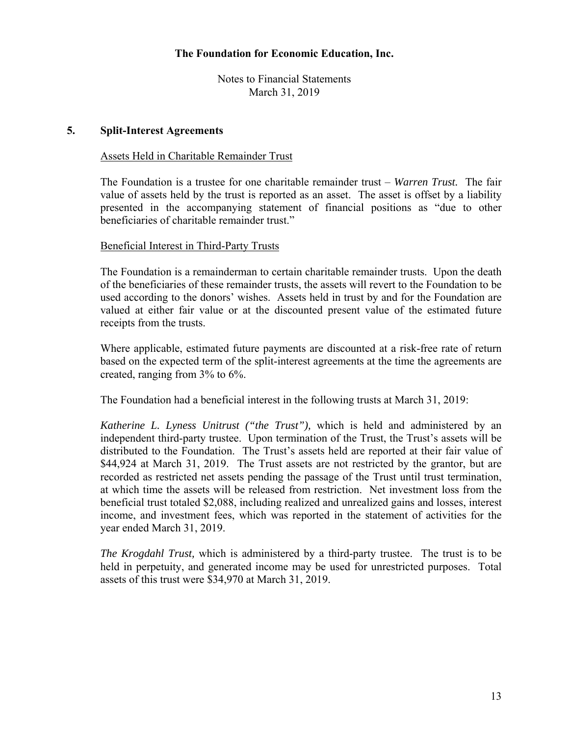## 5. Split-Interest Agreements

### Assets Held in Charitable Remainder Trust

The Foundation is a trustee for one charitable remainder trust – *Warren Trust.* The fair value of assets held by the trust is reported as an asset. The asset is offset by a liability presented in the accompanying statement of financial positions as "due to other beneficiaries of charitable remainder trust."

### Beneficial Interest in Third-Party Trusts

The Foundation is a remainderman to certain charitable remainder trusts. Upon the death of the beneficiaries of these remainder trusts, the assets will revert to the Foundation to be used according to the donors' wishes. Assets held in trust by and for the Foundation are valued at either fair value or at the discounted present value of the estimated future receipts from the trusts.

Where applicable, estimated future payments are discounted at a risk-free rate of return based on the expected term of the split-interest agreements at the time the agreements are created, ranging from 3% to 6%.

The Foundation had a beneficial interest in the following trusts at March 31, 2019:

*Katherine L. Lyness Unitrust ("the Trust"),* which is held and administered by an independent third-party trustee. Upon termination of the Trust, the Trust's assets will be distributed to the Foundation. The Trust's assets held are reported at their fair value of $44,924 at March 31, 2019. The Trust assets are not restricted by the grantor, but are recorded as restricted net assets pending the passage of the Trust until trust termination, at which time the assets will be released from restriction. Net investment loss from the beneficial trust totaled $2,088, including realized and unrealized gains and losses, interest income, and investment fees, which was reported in the statement of activities for the year ended March 31, 2019.

*The Krogdahl Trust,* which is administered by a third-party trustee. The trust is to be held in perpetuity, and generated income may be used for unrestricted purposes. Total assets of this trust were $34,970 at March 31, 2019.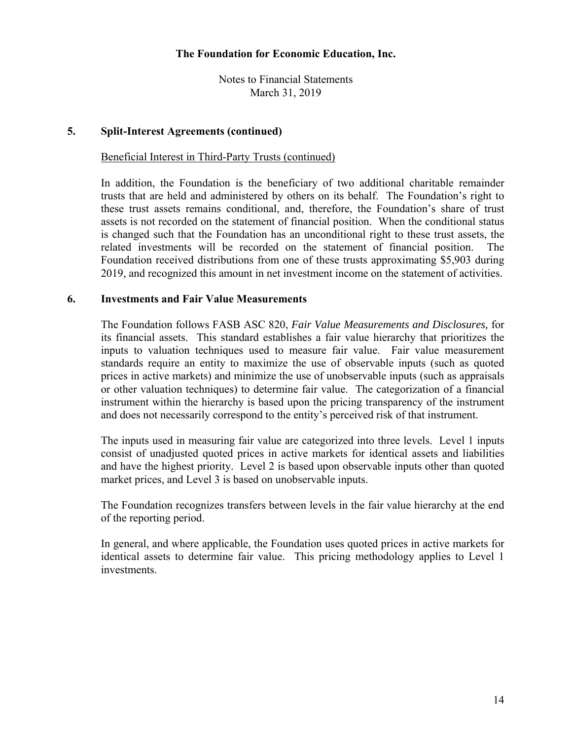## 5. Split-Interest Agreements (continued)

Beneficial Interest in Third-Party Trusts (continued)

In addition, the Foundation is the beneficiary of two additional charitable remainder trusts that are held and administered by others on its behalf. The Foundation's right to these trust assets remains conditional, and, therefore, the Foundation's share of trust assets is not recorded on the statement of financial position. When the conditional status is changed such that the Foundation has an unconditional right to these trust assets, the related investments will be recorded on the statement of financial position. The Foundation received distributions from one of these trusts approximating $5,903 during 2019, and recognized this amount in net investment income on the statement of activities.

## 6. Investments and Fair Value Measurements

The Foundation follows FASB ASC 820, *Fair Value Measurements and Disclosures,* for its financial assets. This standard establishes a fair value hierarchy that prioritizes the inputs to valuation techniques used to measure fair value. Fair value measurement standards require an entity to maximize the use of observable inputs (such as quoted prices in active markets) and minimize the use of unobservable inputs (such as appraisals or other valuation techniques) to determine fair value. The categorization of a financial instrument within the hierarchy is based upon the pricing transparency of the instrument and does not necessarily correspond to the entity's perceived risk of that instrument.

The inputs used in measuring fair value are categorized into three levels. Level 1 inputs consist of unadjusted quoted prices in active markets for identical assets and liabilities and have the highest priority. Level 2 is based upon observable inputs other than quoted market prices, and Level 3 is based on unobservable inputs.

The Foundation recognizes transfers between levels in the fair value hierarchy at the end of the reporting period.

In general, and where applicable, the Foundation uses quoted prices in active markets for identical assets to determine fair value. This pricing methodology applies to Level 1 investments.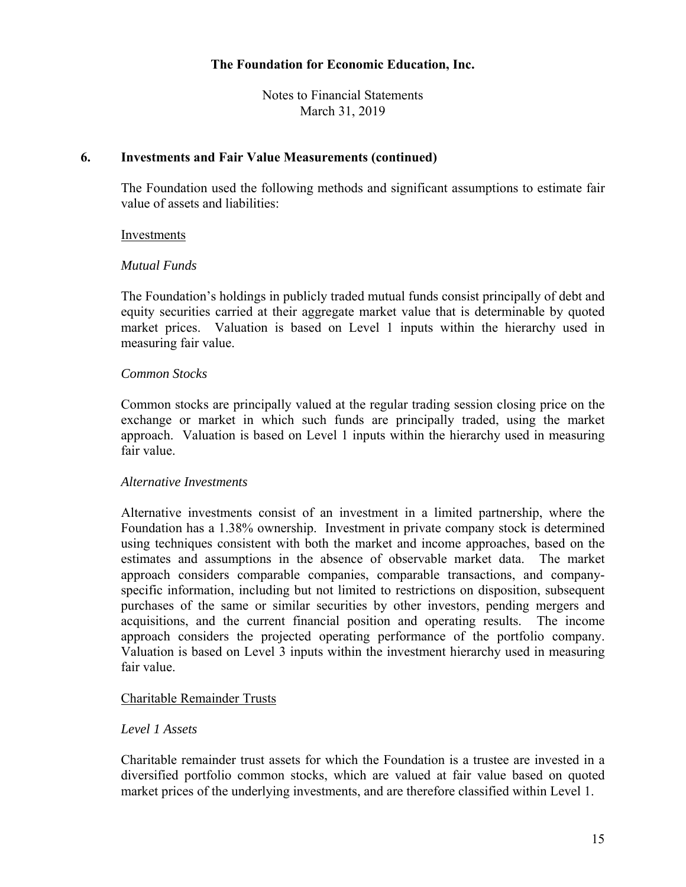## 6. Investments and Fair Value Measurements (continued)

The Foundation used the following methods and significant assumptions to estimate fair value of assets and liabilities:

Investments

*Mutual Funds*

The Foundation's holdings in publicly traded mutual funds consist principally of debt and equity securities carried at their aggregate market value that is determinable by quoted market prices. Valuation is based on Level 1 inputs within the hierarchy used in measuring fair value.

*Common Stocks*

Common stocks are principally valued at the regular trading session closing price on the exchange or market in which such funds are principally traded, using the market approach. Valuation is based on Level 1 inputs within the hierarchy used in measuring fair value.

*Alternative Investments*

Alternative investments consist of an investment in a limited partnership, where the Foundation has a 1.38% ownership. Investment in private company stock is determined using techniques consistent with both the market and income approaches, based on the estimates and assumptions in the absence of observable market data. The market approach considers comparable companies, comparable transactions, and company-specific information, including but not limited to restrictions on disposition, subsequent purchases of the same or similar securities by other investors, pending mergers and acquisitions, and the current financial position and operating results. The income approach considers the projected operating performance of the portfolio company. Valuation is based on Level 3 inputs within the investment hierarchy used in measuring fair value.

Charitable Remainder Trusts

*Level 1 Assets*

Charitable remainder trust assets for which the Foundation is a trustee are invested in a diversified portfolio common stocks, which are valued at fair value based on quoted market prices of the underlying investments, and are therefore classified within Level 1.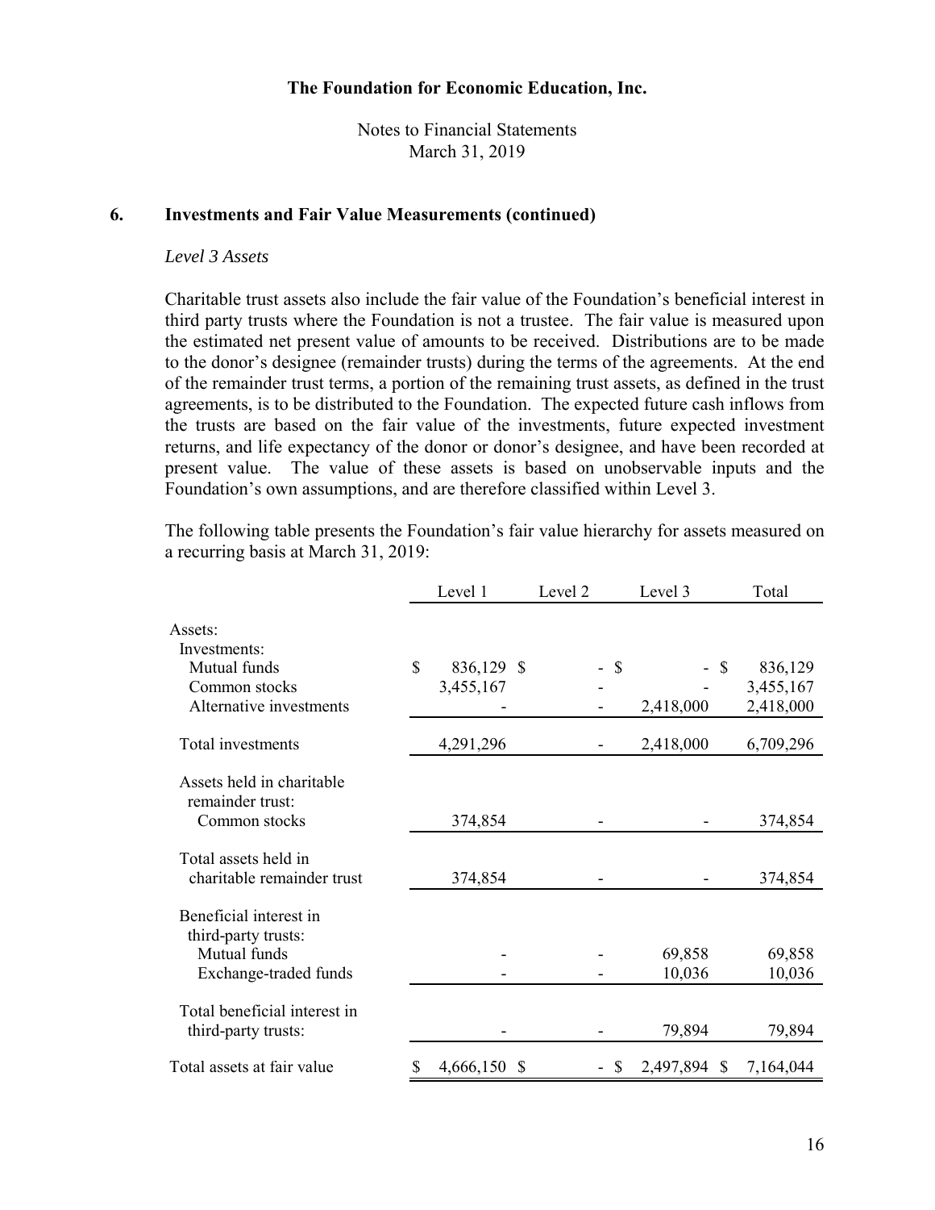# The Foundation for Economic Education, Inc.

Notes to Financial Statements
March 31, 2019

## 6. Investments and Fair Value Measurements (continued)

*Level 3 Assets*

Charitable trust assets also include the fair value of the Foundation's beneficial interest in third party trusts where the Foundation is not a trustee. The fair value is measured upon the estimated net present value of amounts to be received. Distributions are to be made to the donor's designee (remainder trusts) during the terms of the agreements. At the end of the remainder trust terms, a portion of the remaining trust assets, as defined in the trust agreements, is to be distributed to the Foundation. The expected future cash inflows from the trusts are based on the fair value of the investments, future expected investment returns, and life expectancy of the donor or donor's designee, and have been recorded at present value. The value of these assets is based on unobservable inputs and the Foundation's own assumptions, and are therefore classified within Level 3.

The following table presents the Foundation's fair value hierarchy for assets measured on a recurring basis at March 31, 2019:

| | Level 1 | Level 2 | Level 3 | Total |
|---|---|---|---|---|
| Assets: | | | | |
| Investments: | | | | |
| Mutual funds | $ 836,129 | $ - | $ - | $ 836,129 |
| Common stocks | 3,455,167 | - | - | 3,455,167 |
| Alternative investments | - | - | 2,418,000 | 2,418,000 |
| Total investments | 4,291,296 | - | 2,418,000 | 6,709,296 |
| Assets held in charitable remainder trust: | | | | |
| Common stocks | 374,854 | - | - | 374,854 |
| Total assets held in charitable remainder trust | 374,854 | - | - | 374,854 |
| Beneficial interest in third-party trusts: | | | | |
| Mutual funds | - | - | 69,858 | 69,858 |
| Exchange-traded funds | - | - | 10,036 | 10,036 |
| Total beneficial interest in third-party trusts: | - | - | 79,894 | 79,894 |
| Total assets at fair value | $ 4,666,150 | $ - | $ 2,497,894 | $ 7,164,044 |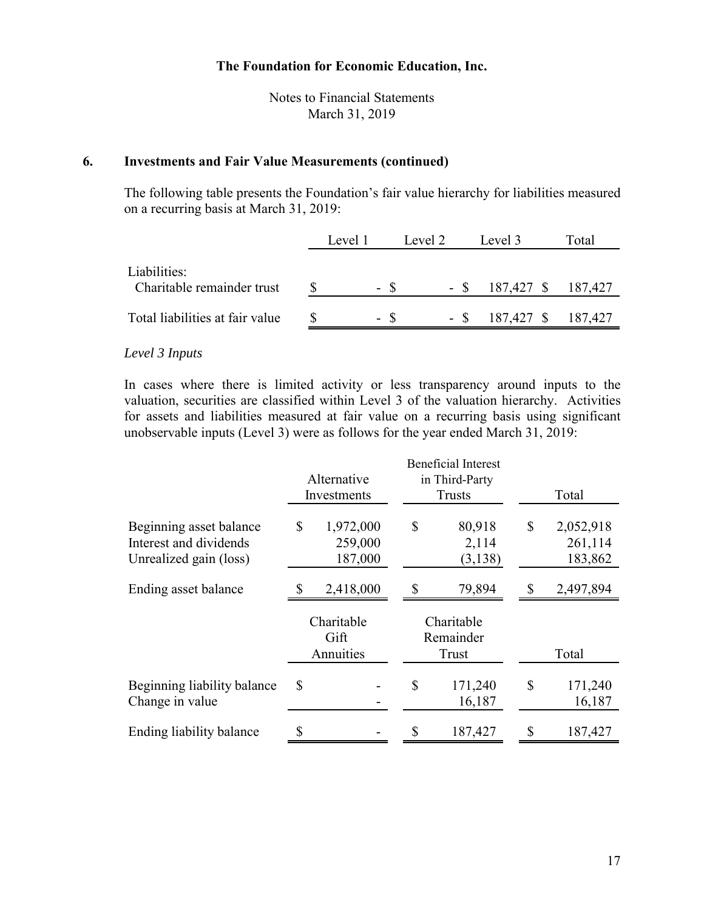# The Foundation for Economic Education, Inc.

Notes to Financial Statements
March 31, 2019

## 6. Investments and Fair Value Measurements (continued)

The following table presents the Foundation's fair value hierarchy for liabilities measured on a recurring basis at March 31, 2019:

| | Level 1 | Level 2 | Level 3 | Total |
|---|---|---|---|---|
| Liabilities: | | | | |
| Charitable remainder trust | $ - | $ - | $ 187,427 | $ 187,427 |
| Total liabilities at fair value | $ - | $ - | $ 187,427 | $ 187,427 |

*Level 3 Inputs*

In cases where there is limited activity or less transparency around inputs to the valuation, securities are classified within Level 3 of the valuation hierarchy. Activities for assets and liabilities measured at fair value on a recurring basis using significant unobservable inputs (Level 3) were as follows for the year ended March 31, 2019:

| | Alternative Investments | Beneficial Interest in Third-Party Trusts | Total |
|---|---|---|---|
| Beginning asset balance | $ 1,972,000 | $ 80,918 | $ 2,052,918 |
| Interest and dividends | 259,000 | 2,114 | 261,114 |
| Unrealized gain (loss) | 187,000 | (3,138) | 183,862 |
| Ending asset balance | $ 2,418,000 | $ 79,894 | $ 2,497,894 |

| | Charitable Gift Annuities | Charitable Remainder Trust | Total |
|---|---|---|---|
| Beginning liability balance | $ - | $ 171,240 | $ 171,240 |
| Change in value | - | 16,187 | 16,187 |
| Ending liability balance | $ - | $ 187,427 | $ 187,427 |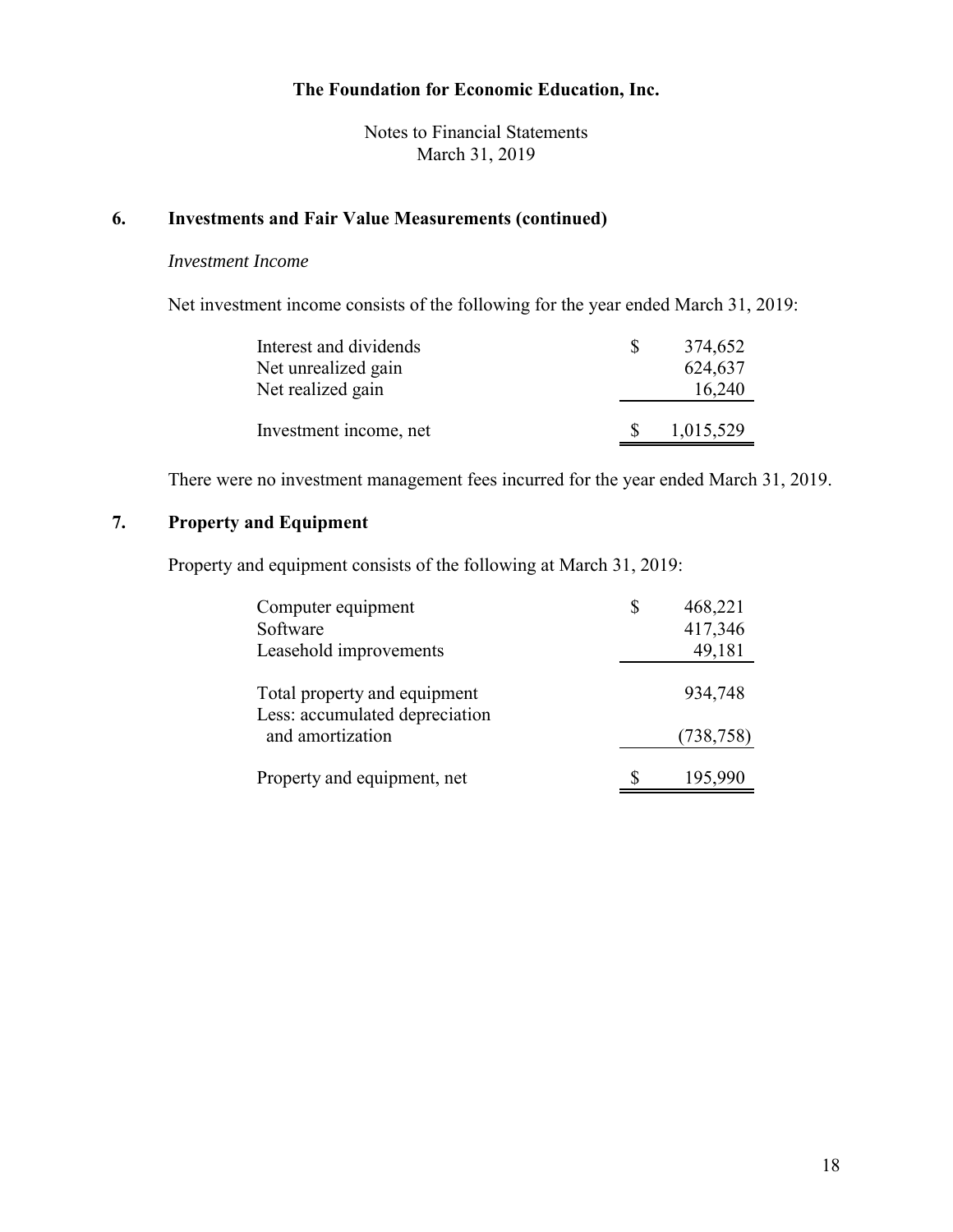**The Foundation for Economic Education, Inc.**

Notes to Financial Statements
March 31, 2019

## 6. Investments and Fair Value Measurements (continued)

*Investment Income*

Net investment income consists of the following for the year ended March 31, 2019:

| | |
|---|---|
| Interest and dividends | $ 374,652 |
| Net unrealized gain | 624,637 |
| Net realized gain | 16,240 |
| Investment income, net | $ 1,015,529 |

There were no investment management fees incurred for the year ended March 31, 2019.

## 7. Property and Equipment

Property and equipment consists of the following at March 31, 2019:

| | |
|---|---|
| Computer equipment | $ 468,221 |
| Software | 417,346 |
| Leasehold improvements | 49,181 |
| Total property and equipment | 934,748 |
| Less: accumulated depreciation and amortization | (738,758) |
| Property and equipment, net | $ 195,990 |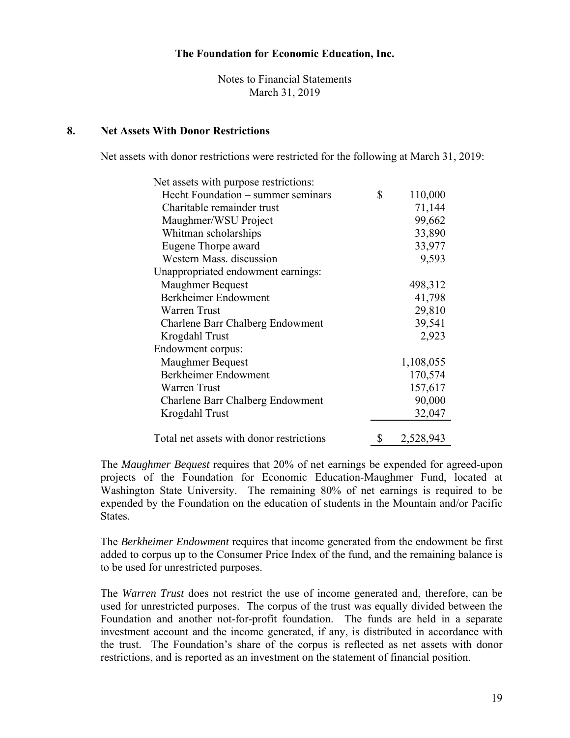The Foundation for Economic Education, Inc.

Notes to Financial Statements
March 31, 2019

## 8. Net Assets With Donor Restrictions

Net assets with donor restrictions were restricted for the following at March 31, 2019:

| | |
|---|---|
| Net assets with purpose restrictions: | |
| Hecht Foundation – summer seminars | $ 110,000 |
| Charitable remainder trust | 71,144 |
| Maughmer/WSU Project | 99,662 |
| Whitman scholarships | 33,890 |
| Eugene Thorpe award | 33,977 |
| Western Mass. discussion | 9,593 |
| Unappropriated endowment earnings: | |
| Maughmer Bequest | 498,312 |
| Berkheimer Endowment | 41,798 |
| Warren Trust | 29,810 |
| Charlene Barr Chalberg Endowment | 39,541 |
| Krogdahl Trust | 2,923 |
| Endowment corpus: | |
| Maughmer Bequest | 1,108,055 |
| Berkheimer Endowment | 170,574 |
| Warren Trust | 157,617 |
| Charlene Barr Chalberg Endowment | 90,000 |
| Krogdahl Trust | 32,047 |
| Total net assets with donor restrictions | $ 2,528,943 |

The *Maughmer Bequest* requires that 20% of net earnings be expended for agreed-upon projects of the Foundation for Economic Education-Maughmer Fund, located at Washington State University. The remaining 80% of net earnings is required to be expended by the Foundation on the education of students in the Mountain and/or Pacific States.

The *Berkheimer Endowment* requires that income generated from the endowment be first added to corpus up to the Consumer Price Index of the fund, and the remaining balance is to be used for unrestricted purposes.

The *Warren Trust* does not restrict the use of income generated and, therefore, can be used for unrestricted purposes. The corpus of the trust was equally divided between the Foundation and another not-for-profit foundation. The funds are held in a separate investment account and the income generated, if any, is distributed in accordance with the trust. The Foundation's share of the corpus is reflected as net assets with donor restrictions, and is reported as an investment on the statement of financial position.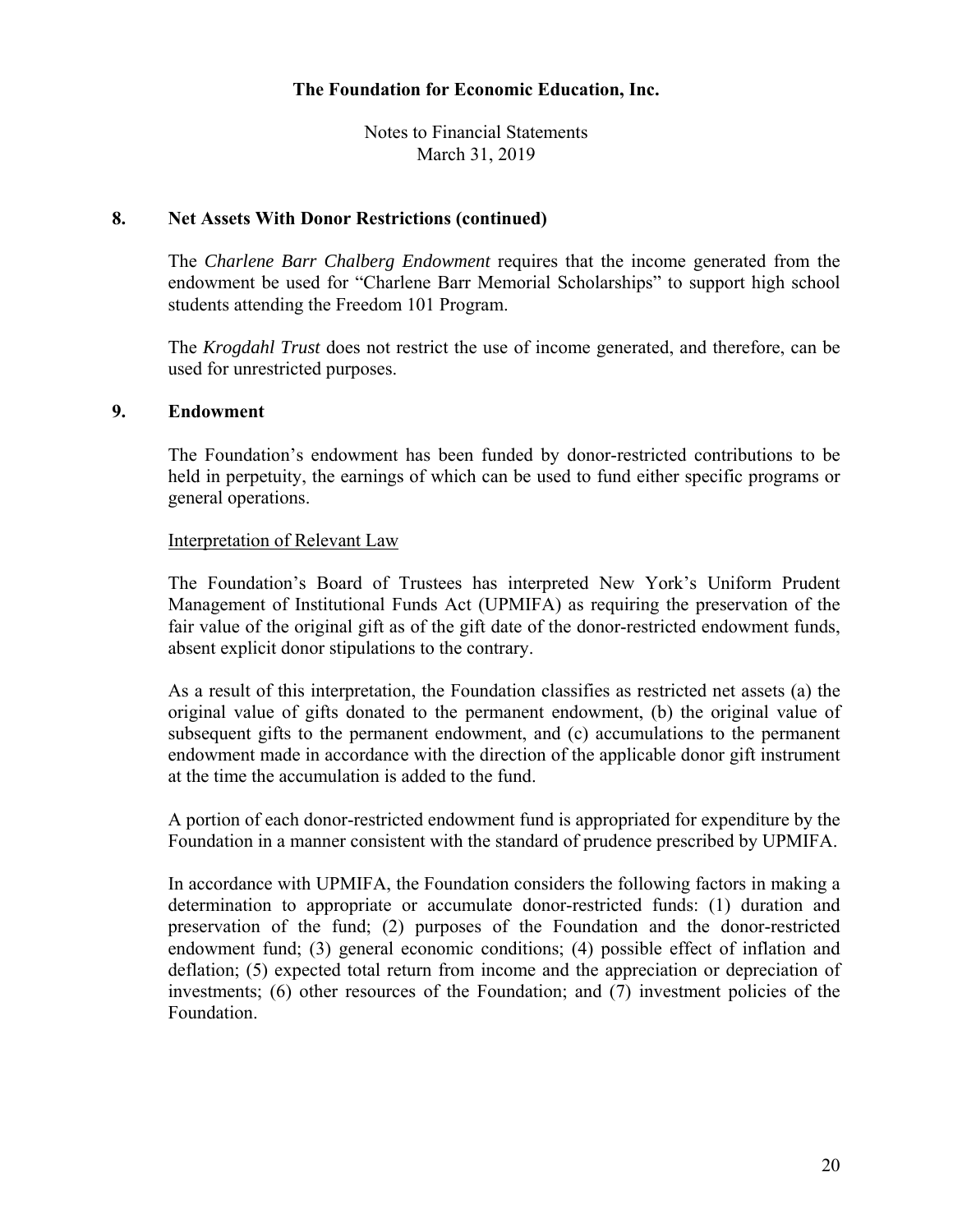## 8. Net Assets With Donor Restrictions (continued)

The *Charlene Barr Chalberg Endowment* requires that the income generated from the endowment be used for "Charlene Barr Memorial Scholarships" to support high school students attending the Freedom 101 Program.

The *Krogdahl Trust* does not restrict the use of income generated, and therefore, can be used for unrestricted purposes.

## 9. Endowment

The Foundation's endowment has been funded by donor-restricted contributions to be held in perpetuity, the earnings of which can be used to fund either specific programs or general operations.

Interpretation of Relevant Law

The Foundation's Board of Trustees has interpreted New York's Uniform Prudent Management of Institutional Funds Act (UPMIFA) as requiring the preservation of the fair value of the original gift as of the gift date of the donor-restricted endowment funds, absent explicit donor stipulations to the contrary.

As a result of this interpretation, the Foundation classifies as restricted net assets (a) the original value of gifts donated to the permanent endowment, (b) the original value of subsequent gifts to the permanent endowment, and (c) accumulations to the permanent endowment made in accordance with the direction of the applicable donor gift instrument at the time the accumulation is added to the fund.

A portion of each donor-restricted endowment fund is appropriated for expenditure by the Foundation in a manner consistent with the standard of prudence prescribed by UPMIFA.

In accordance with UPMIFA, the Foundation considers the following factors in making a determination to appropriate or accumulate donor-restricted funds: (1) duration and preservation of the fund; (2) purposes of the Foundation and the donor-restricted endowment fund; (3) general economic conditions; (4) possible effect of inflation and deflation; (5) expected total return from income and the appreciation or depreciation of investments; (6) other resources of the Foundation; and (7) investment policies of the Foundation.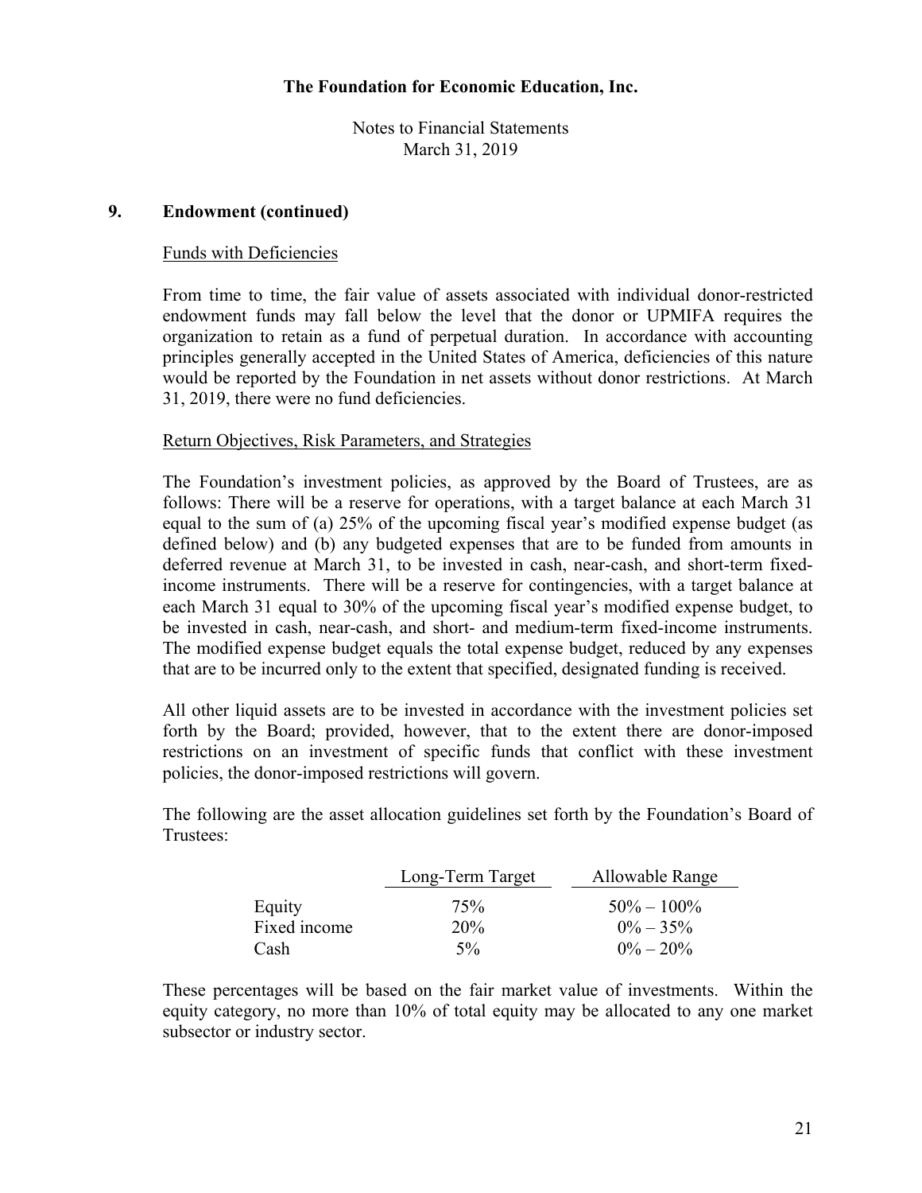## 9. Endowment (continued)

### Funds with Deficiencies

From time to time, the fair value of assets associated with individual donor-restricted endowment funds may fall below the level that the donor or UPMIFA requires the organization to retain as a fund of perpetual duration. In accordance with accounting principles generally accepted in the United States of America, deficiencies of this nature would be reported by the Foundation in net assets without donor restrictions. At March 31, 2019, there were no fund deficiencies.

### Return Objectives, Risk Parameters, and Strategies

The Foundation's investment policies, as approved by the Board of Trustees, are as follows: There will be a reserve for operations, with a target balance at each March 31 equal to the sum of (a) 25% of the upcoming fiscal year's modified expense budget (as defined below) and (b) any budgeted expenses that are to be funded from amounts in deferred revenue at March 31, to be invested in cash, near-cash, and short-term fixed-income instruments. There will be a reserve for contingencies, with a target balance at each March 31 equal to 30% of the upcoming fiscal year's modified expense budget, to be invested in cash, near-cash, and short- and medium-term fixed-income instruments. The modified expense budget equals the total expense budget, reduced by any expenses that are to be incurred only to the extent that specified, designated funding is received.

All other liquid assets are to be invested in accordance with the investment policies set forth by the Board; provided, however, that to the extent there are donor-imposed restrictions on an investment of specific funds that conflict with these investment policies, the donor-imposed restrictions will govern.

The following are the asset allocation guidelines set forth by the Foundation's Board of Trustees:

| | Long-Term Target | Allowable Range |
|---|---|---|
| Equity | 75% | 50% – 100% |
| Fixed income | 20% | 0% – 35% |
| Cash | 5% | 0% – 20% |

These percentages will be based on the fair market value of investments. Within the equity category, no more than 10% of total equity may be allocated to any one market subsector or industry sector.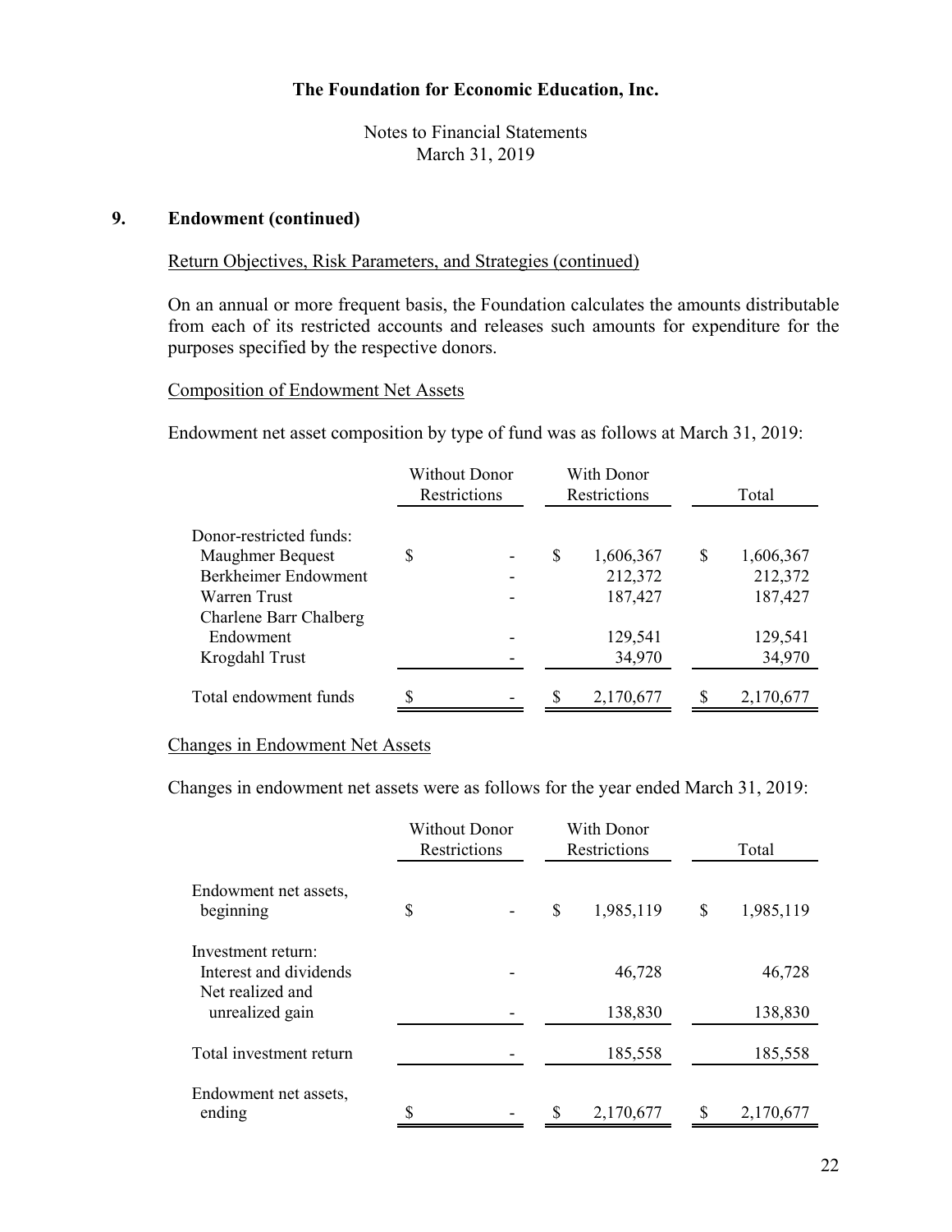# The Foundation for Economic Education, Inc.

Notes to Financial Statements
March 31, 2019

## 9. Endowment (continued)

### Return Objectives, Risk Parameters, and Strategies (continued)

On an annual or more frequent basis, the Foundation calculates the amounts distributable from each of its restricted accounts and releases such amounts for expenditure for the purposes specified by the respective donors.

### Composition of Endowment Net Assets

Endowment net asset composition by type of fund was as follows at March 31, 2019:

| | Without Donor Restrictions | With Donor Restrictions | Total |
|---|---|---|---|
| Donor-restricted funds: | | | |
| Maughmer Bequest | $ - | $ 1,606,367 | $ 1,606,367 |
| Berkheimer Endowment | - | 212,372 | 212,372 |
| Warren Trust | - | 187,427 | 187,427 |
| Charlene Barr Chalberg Endowment | - | 129,541 | 129,541 |
| Krogdahl Trust | - | 34,970 | 34,970 |
| Total endowment funds | $ - | $ 2,170,677 | $ 2,170,677 |

### Changes in Endowment Net Assets

Changes in endowment net assets were as follows for the year ended March 31, 2019:

| | Without Donor Restrictions | With Donor Restrictions | Total |
|---|---|---|---|
| Endowment net assets, beginning | $ - | $ 1,985,119 | $ 1,985,119 |
| Investment return: | | | |
| Interest and dividends | - | 46,728 | 46,728 |
| Net realized and unrealized gain | - | 138,830 | 138,830 |
| Total investment return | - | 185,558 | 185,558 |
| Endowment net assets, ending | $ - | $ 2,170,677 | $ 2,170,677 |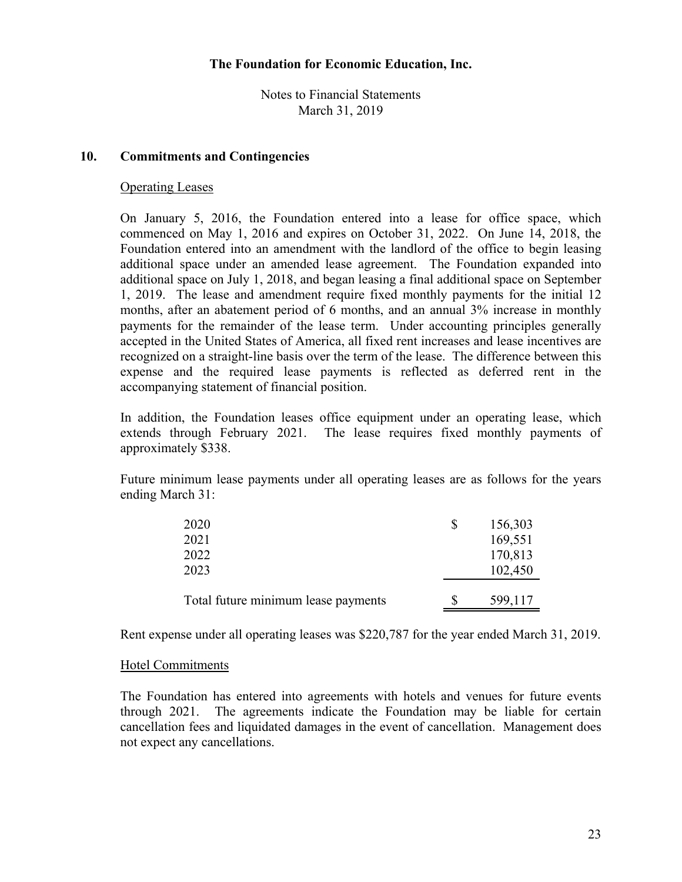**The Foundation for Economic Education, Inc.**

Notes to Financial Statements
March 31, 2019

## 10. Commitments and Contingencies

### Operating Leases

On January 5, 2016, the Foundation entered into a lease for office space, which commenced on May 1, 2016 and expires on October 31, 2022. On June 14, 2018, the Foundation entered into an amendment with the landlord of the office to begin leasing additional space under an amended lease agreement. The Foundation expanded into additional space on July 1, 2018, and began leasing a final additional space on September 1, 2019. The lease and amendment require fixed monthly payments for the initial 12 months, after an abatement period of 6 months, and an annual 3% increase in monthly payments for the remainder of the lease term. Under accounting principles generally accepted in the United States of America, all fixed rent increases and lease incentives are recognized on a straight-line basis over the term of the lease. The difference between this expense and the required lease payments is reflected as deferred rent in the accompanying statement of financial position.

In addition, the Foundation leases office equipment under an operating lease, which extends through February 2021. The lease requires fixed monthly payments of approximately $338.

Future minimum lease payments under all operating leases are as follows for the years ending March 31:

| | |
|---|---|
| 2020 | $ 156,303 |
| 2021 | 169,551 |
| 2022 | 170,813 |
| 2023 | 102,450 |
| Total future minimum lease payments | $ 599,117 |

Rent expense under all operating leases was $220,787 for the year ended March 31, 2019.

### Hotel Commitments

The Foundation has entered into agreements with hotels and venues for future events through 2021. The agreements indicate the Foundation may be liable for certain cancellation fees and liquidated damages in the event of cancellation. Management does not expect any cancellations.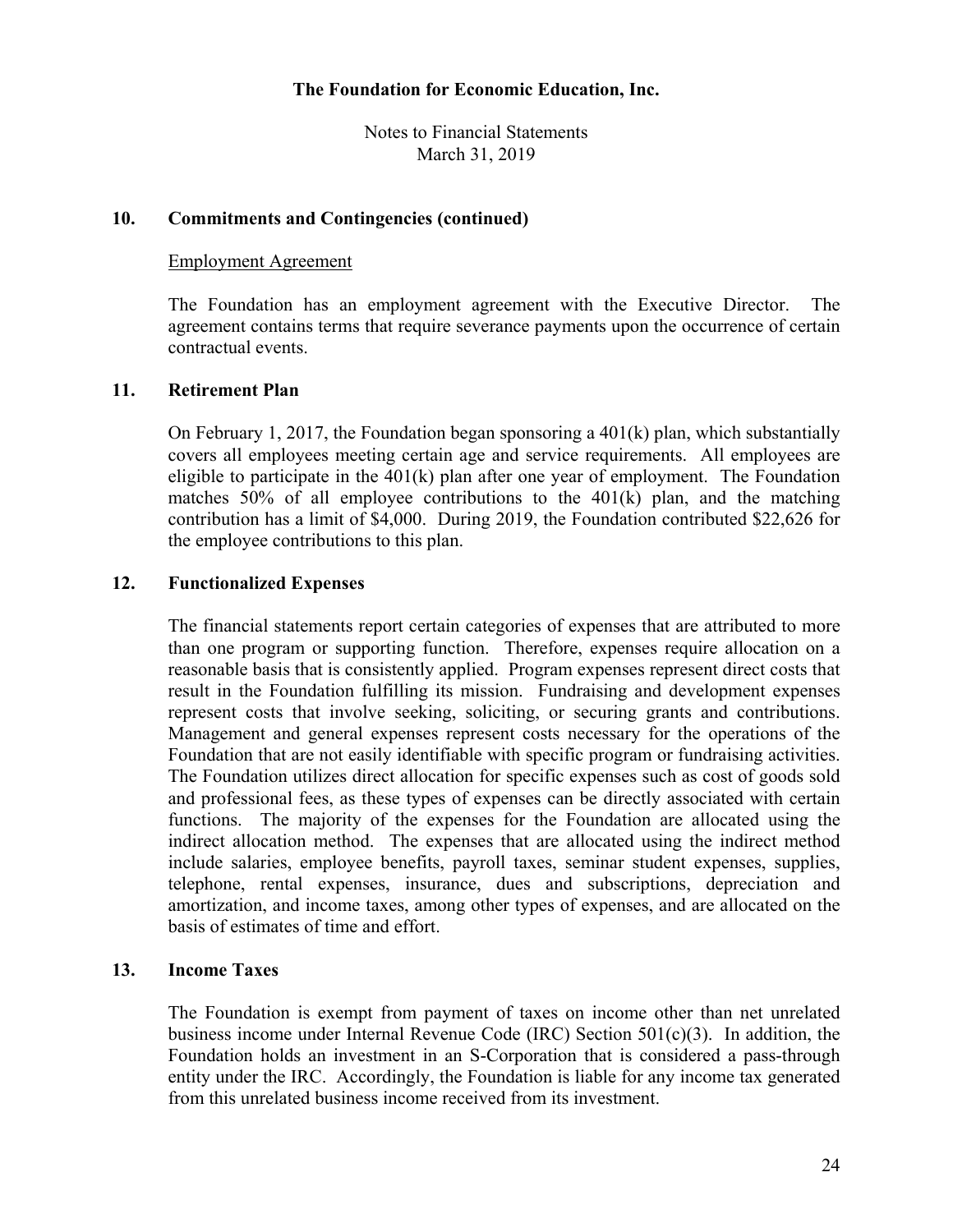## 10. Commitments and Contingencies (continued)

Employment Agreement

The Foundation has an employment agreement with the Executive Director. The agreement contains terms that require severance payments upon the occurrence of certain contractual events.

## 11. Retirement Plan

On February 1, 2017, the Foundation began sponsoring a 401(k) plan, which substantially covers all employees meeting certain age and service requirements. All employees are eligible to participate in the 401(k) plan after one year of employment. The Foundation matches 50% of all employee contributions to the 401(k) plan, and the matching contribution has a limit of $4,000. During 2019, the Foundation contributed $22,626 for the employee contributions to this plan.

## 12. Functionalized Expenses

The financial statements report certain categories of expenses that are attributed to more than one program or supporting function. Therefore, expenses require allocation on a reasonable basis that is consistently applied. Program expenses represent direct costs that result in the Foundation fulfilling its mission. Fundraising and development expenses represent costs that involve seeking, soliciting, or securing grants and contributions. Management and general expenses represent costs necessary for the operations of the Foundation that are not easily identifiable with specific program or fundraising activities. The Foundation utilizes direct allocation for specific expenses such as cost of goods sold and professional fees, as these types of expenses can be directly associated with certain functions. The majority of the expenses for the Foundation are allocated using the indirect allocation method. The expenses that are allocated using the indirect method include salaries, employee benefits, payroll taxes, seminar student expenses, supplies, telephone, rental expenses, insurance, dues and subscriptions, depreciation and amortization, and income taxes, among other types of expenses, and are allocated on the basis of estimates of time and effort.

## 13. Income Taxes

The Foundation is exempt from payment of taxes on income other than net unrelated business income under Internal Revenue Code (IRC) Section 501(c)(3). In addition, the Foundation holds an investment in an S-Corporation that is considered a pass-through entity under the IRC. Accordingly, the Foundation is liable for any income tax generated from this unrelated business income received from its investment.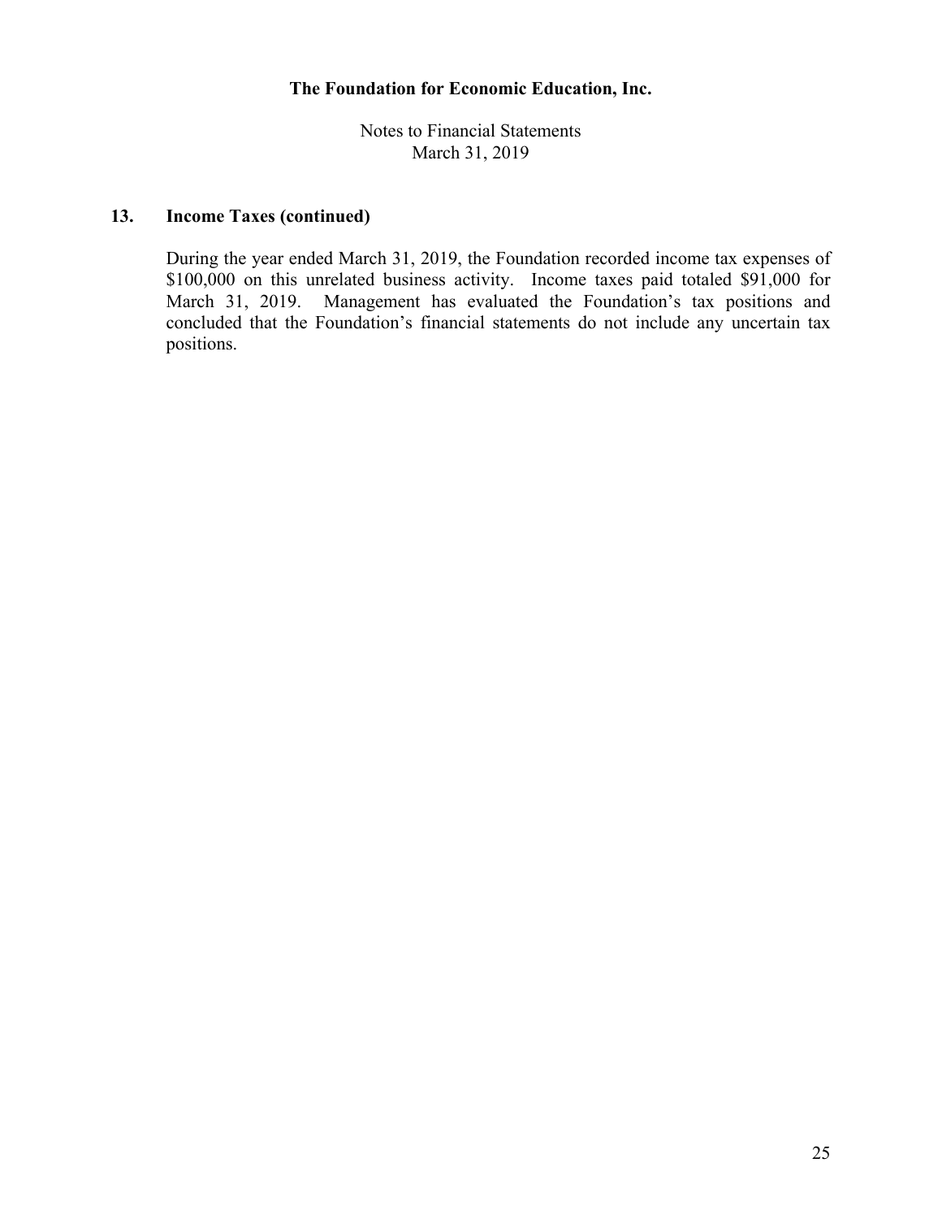**The Foundation for Economic Education, Inc.**

Notes to Financial Statements
March 31, 2019

## 13. Income Taxes (continued)

During the year ended March 31, 2019, the Foundation recorded income tax expenses of $100,000 on this unrelated business activity. Income taxes paid totaled $91,000 for March 31, 2019. Management has evaluated the Foundation's tax positions and concluded that the Foundation's financial statements do not include any uncertain tax positions.